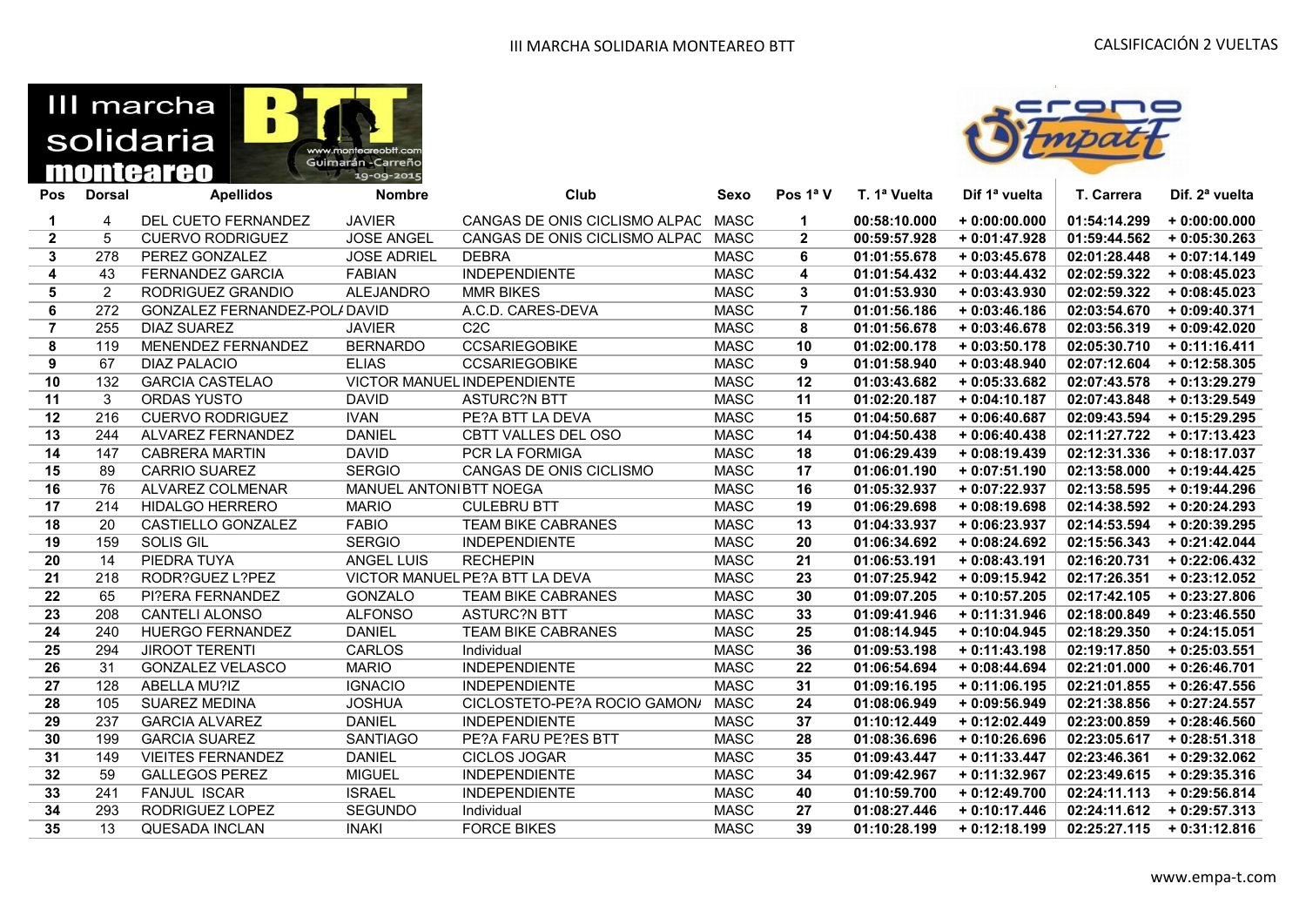# III MARCHA SOLIDARIA MONTEAREO BTT

## CALSIFICACIÓN 2 VUELTAS

| Pos | Dorsal | Apellidos | Nombre | Club | Sexo | Pos 1ª V | T. 1ª Vuelta | Dif 1ª vuelta | T. Carrera | Dif. 2ª vuelta |
|---|---|---|---|---|---|---|---|---|---|---|
| 1 | 4 | DEL CUETO FERNANDEZ | JAVIER | CANGAS DE ONIS CICLISMO ALPAC | MASC | 1 | 00:58:10.000 | + 0:00:00.000 | 01:54:14.299 | + 0:00:00.000 |
| 2 | 5 | CUERVO RODRIGUEZ | JOSE ANGEL | CANGAS DE ONIS CICLISMO ALPAC | MASC | 2 | 00:59:57.928 | + 0:01:47.928 | 01:59:44.562 | + 0:05:30.263 |
| 3 | 278 | PEREZ GONZALEZ | JOSE ADRIEL | DEBRA | MASC | 6 | 01:01:55.678 | + 0:03:45.678 | 02:01:28.448 | + 0:07:14.149 |
| 4 | 43 | FERNANDEZ GARCIA | FABIAN | INDEPENDIENTE | MASC | 4 | 01:01:54.432 | + 0:03:44.432 | 02:02:59.322 | + 0:08:45.023 |
| 5 | 2 | RODRIGUEZ GRANDIO | ALEJANDRO | MMR BIKES | MASC | 3 | 01:01:53.930 | + 0:03:43.930 | 02:02:59.322 | + 0:08:45.023 |
| 6 | 272 | GONZALEZ FERNANDEZ-POL/ | DAVID | A.C.D. CARES-DEVA | MASC | 7 | 01:01:56.186 | + 0:03:46.186 | 02:03:54.670 | + 0:09:40.371 |
| 7 | 255 | DIAZ SUAREZ | JAVIER | C2C | MASC | 8 | 01:01:56.678 | + 0:03:46.678 | 02:03:56.319 | + 0:09:42.020 |
| 8 | 119 | MENENDEZ FERNANDEZ | BERNARDO | CCSARIEGOBIKE | MASC | 10 | 01:02:00.178 | + 0:03:50.178 | 02:05:30.710 | + 0:11:16.411 |
| 9 | 67 | DIAZ PALACIO | ELIAS | CCSARIEGOBIKE | MASC | 9 | 01:01:58.940 | + 0:03:48.940 | 02:07:12.604 | + 0:12:58.305 |
| 10 | 132 | GARCIA CASTELAO | VICTOR MANUEL | INDEPENDIENTE | MASC | 12 | 01:03:43.682 | + 0:05:33.682 | 02:07:43.578 | + 0:13:29.279 |
| 11 | 3 | ORDAS YUSTO | DAVID | ASTURC?N BTT | MASC | 11 | 01:02:20.187 | + 0:04:10.187 | 02:07:43.848 | + 0:13:29.549 |
| 12 | 216 | CUERVO RODRIGUEZ | IVAN | PE?A BTT LA DEVA | MASC | 15 | 01:04:50.687 | + 0:06:40.687 | 02:09:43.594 | + 0:15:29.295 |
| 13 | 244 | ALVAREZ FERNANDEZ | DANIEL | CBTT VALLES DEL OSO | MASC | 14 | 01:04:50.438 | + 0:06:40.438 | 02:11:27.722 | + 0:17:13.423 |
| 14 | 147 | CABRERA MARTIN | DAVID | PCR LA FORMIGA | MASC | 18 | 01:06:29.439 | + 0:08:19.439 | 02:12:31.336 | + 0:18:17.037 |
| 15 | 89 | CARRIO SUAREZ | SERGIO | CANGAS DE ONIS CICLISMO | MASC | 17 | 01:06:01.190 | + 0:07:51.190 | 02:13:58.000 | + 0:19:44.425 |
| 16 | 76 | ALVAREZ COLMENAR | MANUEL ANTONI | BTT NOEGA | MASC | 16 | 01:05:32.937 | + 0:07:22.937 | 02:13:58.595 | + 0:19:44.296 |
| 17 | 214 | HIDALGO HERRERO | MARIO | CULEBRU BTT | MASC | 19 | 01:06:29.698 | + 0:08:19.698 | 02:14:38.592 | + 0:20:24.293 |
| 18 | 20 | CASTIELLO GONZALEZ | FABIO | TEAM BIKE CABRANES | MASC | 13 | 01:04:33.937 | + 0:06:23.937 | 02:14:53.594 | + 0:20:39.295 |
| 19 | 159 | SOLIS GIL | SERGIO | INDEPENDIENTE | MASC | 20 | 01:06:34.692 | + 0:08:24.692 | 02:15:56.343 | + 0:21:42.044 |
| 20 | 14 | PIEDRA TUYA | ANGEL LUIS | RECHEPIN | MASC | 21 | 01:06:53.191 | + 0:08:43.191 | 02:16:20.731 | + 0:22:06.432 |
| 21 | 218 | RODR?GUEZ L?PEZ | VICTOR MANUEL | PE?A BTT LA DEVA | MASC | 23 | 01:07:25.942 | + 0:09:15.942 | 02:17:26.351 | + 0:23:12.052 |
| 22 | 65 | PI?ERA FERNANDEZ | GONZALO | TEAM BIKE CABRANES | MASC | 30 | 01:09:07.205 | + 0:10:57.205 | 02:17:42.105 | + 0:23:27.806 |
| 23 | 208 | CANTELI ALONSO | ALFONSO | ASTURC?N BTT | MASC | 33 | 01:09:41.946 | + 0:11:31.946 | 02:18:00.849 | + 0:23:46.550 |
| 24 | 240 | HUERGO FERNANDEZ | DANIEL | TEAM BIKE CABRANES | MASC | 25 | 01:08:14.945 | + 0:10:04.945 | 02:18:29.350 | + 0:24:15.051 |
| 25 | 294 | JIROOT TERENTI | CARLOS | Individual | MASC | 36 | 01:09:53.198 | + 0:11:43.198 | 02:19:17.850 | + 0:25:03.551 |
| 26 | 31 | GONZALEZ VELASCO | MARIO | INDEPENDIENTE | MASC | 22 | 01:06:54.694 | + 0:08:44.694 | 02:21:01.000 | + 0:26:46.701 |
| 27 | 128 | ABELLA MU?IZ | IGNACIO | INDEPENDIENTE | MASC | 31 | 01:09:16.195 | + 0:11:06.195 | 02:21:01.855 | + 0:26:47.556 |
| 28 | 105 | SUAREZ MEDINA | JOSHUA | CICLOSTETO-PE?A ROCIO GAMON/ | MASC | 24 | 01:08:06.949 | + 0:09:56.949 | 02:21:38.856 | + 0:27:24.557 |
| 29 | 237 | GARCIA ALVAREZ | DANIEL | INDEPENDIENTE | MASC | 37 | 01:10:12.449 | + 0:12:02.449 | 02:23:00.859 | + 0:28:46.560 |
| 30 | 199 | GARCIA SUAREZ | SANTIAGO | PE?A FARU PE?ES BTT | MASC | 28 | 01:08:36.696 | + 0:10:26.696 | 02:23:05.617 | + 0:28:51.318 |
| 31 | 149 | VIEITES FERNANDEZ | DANIEL | CICLOS JOGAR | MASC | 35 | 01:09:43.447 | + 0:11:33.447 | 02:23:46.361 | + 0:29:32.062 |
| 32 | 59 | GALLEGOS PEREZ | MIGUEL | INDEPENDIENTE | MASC | 34 | 01:09:42.967 | + 0:11:32.967 | 02:23:49.615 | + 0:29:35.316 |
| 33 | 241 | FANJUL ISCAR | ISRAEL | INDEPENDIENTE | MASC | 40 | 01:10:59.700 | + 0:12:49.700 | 02:24:11.113 | + 0:29:56.814 |
| 34 | 293 | RODRIGUEZ LOPEZ | SEGUNDO | Individual | MASC | 27 | 01:08:27.446 | + 0:10:17.446 | 02:24:11.612 | + 0:29:57.313 |
| 35 | 13 | QUESADA INCLAN | INAKI | FORCE BIKES | MASC | 39 | 01:10:28.199 | + 0:12:18.199 | 02:25:27.115 | + 0:31:12.816 |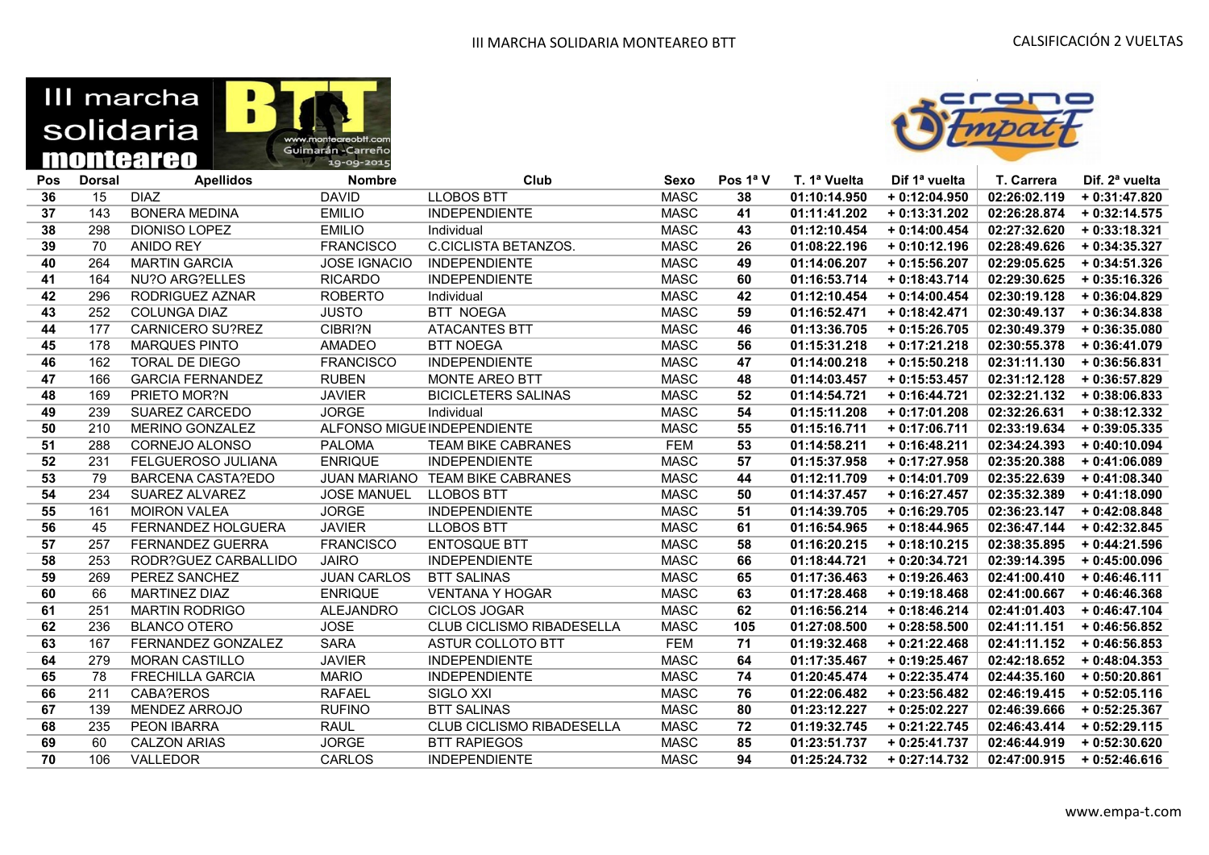| Pos | Dorsal | Apellidos | Nombre | Club | Sexo | Pos 1ª V | T. 1ª Vuelta | Dif 1ª vuelta | T. Carrera | Dif. 2ª vuelta |
|---|---|---|---|---|---|---|---|---|---|---|
| 36 | 15 | DIAZ | DAVID | LLOBOS BTT | MASC | 38 | 01:10:14.950 | + 0:12:04.950 | 02:26:02.119 | + 0:31:47.820 |
| 37 | 143 | BONERA MEDINA | EMILIO | INDEPENDIENTE | MASC | 41 | 01:11:41.202 | + 0:13:31.202 | 02:26:28.874 | + 0:32:14.575 |
| 38 | 298 | DIONISO LOPEZ | EMILIO | Individual | MASC | 43 | 01:12:10.454 | + 0:14:00.454 | 02:27:32.620 | + 0:33:18.321 |
| 39 | 70 | ANIDO REY | FRANCISCO | C.CICLISTA BETANZOS. | MASC | 26 | 01:08:22.196 | + 0:10:12.196 | 02:28:49.626 | + 0:34:35.327 |
| 40 | 264 | MARTIN GARCIA | JOSE IGNACIO | INDEPENDIENTE | MASC | 49 | 01:14:06.207 | + 0:15:56.207 | 02:29:05.625 | + 0:34:51.326 |
| 41 | 164 | NU?O ARG?ELLES | RICARDO | INDEPENDIENTE | MASC | 60 | 01:16:53.714 | + 0:18:43.714 | 02:29:30.625 | + 0:35:16.326 |
| 42 | 296 | RODRIGUEZ AZNAR | ROBERTO | Individual | MASC | 42 | 01:12:10.454 | + 0:14:00.454 | 02:30:19.128 | + 0:36:04.829 |
| 43 | 252 | COLUNGA DIAZ | JUSTO | BTT NOEGA | MASC | 59 | 01:16:52.471 | + 0:18:42.471 | 02:30:49.137 | + 0:36:34.838 |
| 44 | 177 | CARNICERO SU?REZ | CIBRI?N | ATACANTES BTT | MASC | 46 | 01:13:36.705 | + 0:15:26.705 | 02:30:49.379 | + 0:36:35.080 |
| 45 | 178 | MARQUES PINTO | AMADEO | BTT NOEGA | MASC | 56 | 01:15:31.218 | + 0:17:21.218 | 02:30:55.378 | + 0:36:41.079 |
| 46 | 162 | TORAL DE DIEGO | FRANCISCO | INDEPENDIENTE | MASC | 47 | 01:14:00.218 | + 0:15:50.218 | 02:31:11.130 | + 0:36:56.831 |
| 47 | 166 | GARCIA FERNANDEZ | RUBEN | MONTE AREO BTT | MASC | 48 | 01:14:03.457 | + 0:15:53.457 | 02:31:12.128 | + 0:36:57.829 |
| 48 | 169 | PRIETO MOR?N | JAVIER | BICICLETERS SALINAS | MASC | 52 | 01:14:54.721 | + 0:16:44.721 | 02:32:21.132 | + 0:38:06.833 |
| 49 | 239 | SUAREZ CARCEDO | JORGE | Individual | MASC | 54 | 01:15:11.208 | + 0:17:01.208 | 02:32:26.631 | + 0:38:12.332 |
| 50 | 210 | MERINO GONZALEZ | ALFONSO MIGUE | INDEPENDIENTE | MASC | 55 | 01:15:16.711 | + 0:17:06.711 | 02:33:19.634 | + 0:39:05.335 |
| 51 | 288 | CORNEJO ALONSO | PALOMA | TEAM BIKE CABRANES | FEM | 53 | 01:14:58.211 | + 0:16:48.211 | 02:34:24.393 | + 0:40:10.094 |
| 52 | 231 | FELGUEROSO JULIANA | ENRIQUE | INDEPENDIENTE | MASC | 57 | 01:15:37.958 | + 0:17:27.958 | 02:35:20.388 | + 0:41:06.089 |
| 53 | 79 | BARCENA CASTA?EDO | JUAN MARIANO | TEAM BIKE CABRANES | MASC | 44 | 01:12:11.709 | + 0:14:01.709 | 02:35:22.639 | + 0:41:08.340 |
| 54 | 234 | SUAREZ ALVAREZ | JOSE MANUEL | LLOBOS BTT | MASC | 50 | 01:14:37.457 | + 0:16:27.457 | 02:35:32.389 | + 0:41:18.090 |
| 55 | 161 | MOIRON VALEA | JORGE | INDEPENDIENTE | MASC | 51 | 01:14:39.705 | + 0:16:29.705 | 02:36:23.147 | + 0:42:08.848 |
| 56 | 45 | FERNANDEZ HOLGUERA | JAVIER | LLOBOS BTT | MASC | 61 | 01:16:54.965 | + 0:18:44.965 | 02:36:47.144 | + 0:42:32.845 |
| 57 | 257 | FERNANDEZ GUERRA | FRANCISCO | ENTOSQUE BTT | MASC | 58 | 01:16:20.215 | + 0:18:10.215 | 02:38:35.895 | + 0:44:21.596 |
| 58 | 253 | RODR?GUEZ CARBALLIDO | JAIRO | INDEPENDIENTE | MASC | 66 | 01:18:44.721 | + 0:20:34.721 | 02:39:14.395 | + 0:45:00.096 |
| 59 | 269 | PEREZ SANCHEZ | JUAN CARLOS | BTT SALINAS | MASC | 65 | 01:17:36.463 | + 0:19:26.463 | 02:41:00.410 | + 0:46:46.111 |
| 60 | 66 | MARTINEZ DIAZ | ENRIQUE | VENTANA Y HOGAR | MASC | 63 | 01:17:28.468 | + 0:19:18.468 | 02:41:00.667 | + 0:46:46.368 |
| 61 | 251 | MARTIN RODRIGO | ALEJANDRO | CICLOS JOGAR | MASC | 62 | 01:16:56.214 | + 0:18:46.214 | 02:41:01.403 | + 0:46:47.104 |
| 62 | 236 | BLANCO OTERO | JOSE | CLUB CICLISMO RIBADESELLA | MASC | 105 | 01:27:08.500 | + 0:28:58.500 | 02:41:11.151 | + 0:46:56.852 |
| 63 | 167 | FERNANDEZ GONZALEZ | SARA | ASTUR COLLOTO BTT | FEM | 71 | 01:19:32.468 | + 0:21:22.468 | 02:41:11.152 | + 0:46:56.853 |
| 64 | 279 | MORAN CASTILLO | JAVIER | INDEPENDIENTE | MASC | 64 | 01:17:35.467 | + 0:19:25.467 | 02:42:18.652 | + 0:48:04.353 |
| 65 | 78 | FRECHILLA GARCIA | MARIO | INDEPENDIENTE | MASC | 74 | 01:20:45.474 | + 0:22:35.474 | 02:44:35.160 | + 0:50:20.861 |
| 66 | 211 | CABA?EROS | RAFAEL | SIGLO XXI | MASC | 76 | 01:22:06.482 | + 0:23:56.482 | 02:46:19.415 | + 0:52:05.116 |
| 67 | 139 | MENDEZ ARROJO | RUFINO | BTT SALINAS | MASC | 80 | 01:23:12.227 | + 0:25:02.227 | 02:46:39.666 | + 0:52:25.367 |
| 68 | 235 | PEON IBARRA | RAUL | CLUB CICLISMO RIBADESELLA | MASC | 72 | 01:19:32.745 | + 0:21:22.745 | 02:46:43.414 | + 0:52:29.115 |
| 69 | 60 | CALZON ARIAS | JORGE | BTT RAPIEGOS | MASC | 85 | 01:23:51.737 | + 0:25:41.737 | 02:46:44.919 | + 0:52:30.620 |
| 70 | 106 | VALLEDOR | CARLOS | INDEPENDIENTE | MASC | 94 | 01:25:24.732 | + 0:27:14.732 | 02:47:00.915 | + 0:52:46.616 |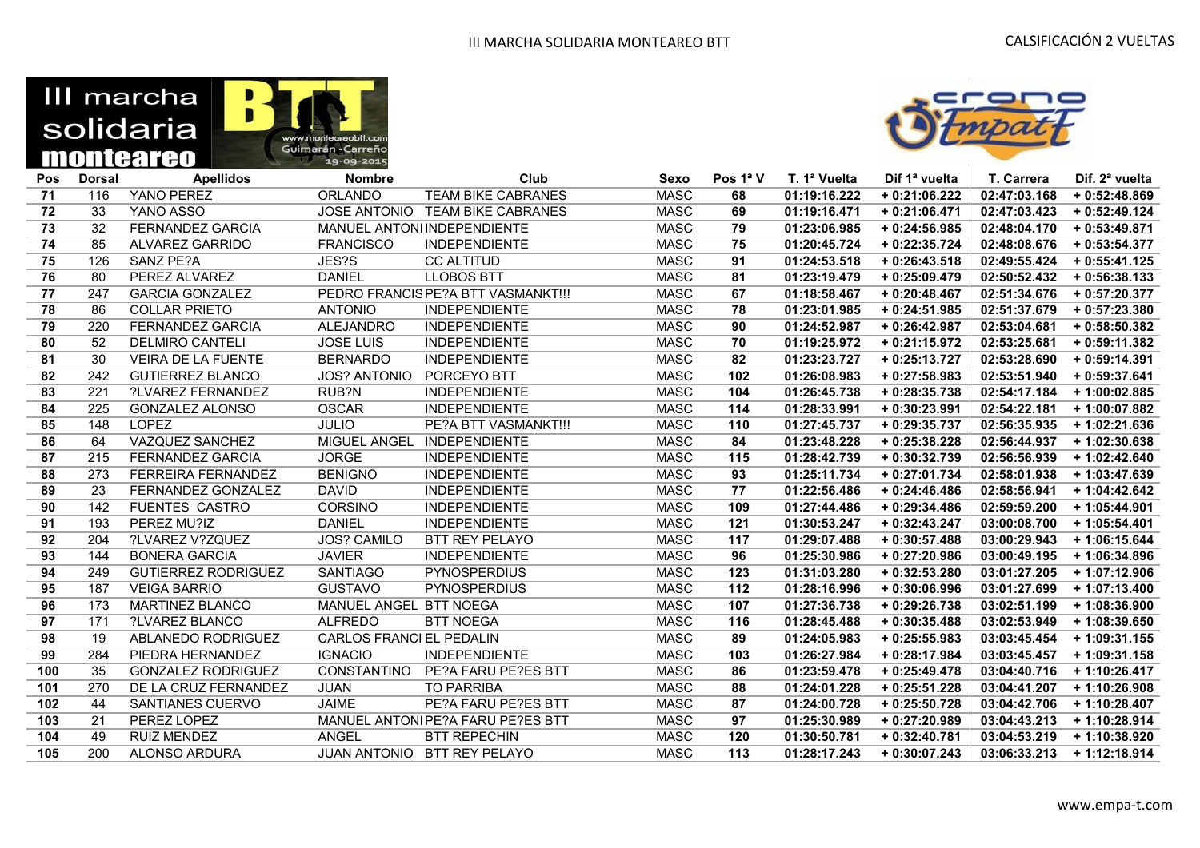III MARCHA SOLIDARIA MONTEAREO BTT

CALSIFICACIÓN 2 VUELTAS

| Pos | Dorsal | Apellidos | Nombre | Club | Sexo | Pos 1ª V | T. 1ª Vuelta | Dif 1ª vuelta | T. Carrera | Dif. 2ª vuelta |
|---|---|---|---|---|---|---|---|---|---|---|
| 71 | 116 | YANO PEREZ | ORLANDO | TEAM BIKE CABRANES | MASC | 68 | 01:19:16.222 | + 0:21:06.222 | 02:47:03.168 | + 0:52:48.869 |
| 72 | 33 | YANO ASSO | JOSE ANTONIO | TEAM BIKE CABRANES | MASC | 69 | 01:19:16.471 | + 0:21:06.471 | 02:47:03.423 | + 0:52:49.124 |
| 73 | 32 | FERNANDEZ GARCIA | MANUEL ANTONI | INDEPENDIENTE | MASC | 79 | 01:23:06.985 | + 0:24:56.985 | 02:48:04.170 | + 0:53:49.871 |
| 74 | 85 | ALVAREZ GARRIDO | FRANCISCO | INDEPENDIENTE | MASC | 75 | 01:20:45.724 | + 0:22:35.724 | 02:48:08.676 | + 0:53:54.377 |
| 75 | 126 | SANZ PE?A | JES?S | CC ALTITUD | MASC | 91 | 01:24:53.518 | + 0:26:43.518 | 02:49:55.424 | + 0:55:41.125 |
| 76 | 80 | PEREZ ALVAREZ | DANIEL | LLOBOS BTT | MASC | 81 | 01:23:19.479 | + 0:25:09.479 | 02:50:52.432 | + 0:56:38.133 |
| 77 | 247 | GARCIA GONZALEZ | PEDRO FRANCIS | PE?A BTT VASMANKT!!! | MASC | 67 | 01:18:58.467 | + 0:20:48.467 | 02:51:34.676 | + 0:57:20.377 |
| 78 | 86 | COLLAR PRIETO | ANTONIO | INDEPENDIENTE | MASC | 78 | 01:23:01.985 | + 0:24:51.985 | 02:51:37.679 | + 0:57:23.380 |
| 79 | 220 | FERNANDEZ GARCIA | ALEJANDRO | INDEPENDIENTE | MASC | 90 | 01:24:52.987 | + 0:26:42.987 | 02:53:04.681 | + 0:58:50.382 |
| 80 | 52 | DELMIRO CANTELI | JOSE LUIS | INDEPENDIENTE | MASC | 70 | 01:19:25.972 | + 0:21:15.972 | 02:53:25.681 | + 0:59:11.382 |
| 81 | 30 | VEIRA DE LA FUENTE | BERNARDO | INDEPENDIENTE | MASC | 82 | 01:23:23.727 | + 0:25:13.727 | 02:53:28.690 | + 0:59:14.391 |
| 82 | 242 | GUTIERREZ BLANCO | JOS? ANTONIO | PORCEYO BTT | MASC | 102 | 01:26:08.983 | + 0:27:58.983 | 02:53:51.940 | + 0:59:37.641 |
| 83 | 221 | ?LVAREZ FERNANDEZ | RUB?N | INDEPENDIENTE | MASC | 104 | 01:26:45.738 | + 0:28:35.738 | 02:54:17.184 | + 1:00:02.885 |
| 84 | 225 | GONZALEZ ALONSO | OSCAR | INDEPENDIENTE | MASC | 114 | 01:28:33.991 | + 0:30:23.991 | 02:54:22.181 | + 1:00:07.882 |
| 85 | 148 | LOPEZ | JULIO | PE?A BTT VASMANKT!!! | MASC | 110 | 01:27:45.737 | + 0:29:35.737 | 02:56:35.935 | + 1:02:21.636 |
| 86 | 64 | VAZQUEZ SANCHEZ | MIGUEL ANGEL | INDEPENDIENTE | MASC | 84 | 01:23:48.228 | + 0:25:38.228 | 02:56:44.937 | + 1:02:30.638 |
| 87 | 215 | FERNANDEZ GARCIA | JORGE | INDEPENDIENTE | MASC | 115 | 01:28:42.739 | + 0:30:32.739 | 02:56:56.939 | + 1:02:42.640 |
| 88 | 273 | FERREIRA FERNANDEZ | BENIGNO | INDEPENDIENTE | MASC | 93 | 01:25:11.734 | + 0:27:01.734 | 02:58:01.938 | + 1:03:47.639 |
| 89 | 23 | FERNANDEZ GONZALEZ | DAVID | INDEPENDIENTE | MASC | 77 | 01:22:56.486 | + 0:24:46.486 | 02:58:56.941 | + 1:04:42.642 |
| 90 | 142 | FUENTES  CASTRO | CORSINO | INDEPENDIENTE | MASC | 109 | 01:27:44.486 | + 0:29:34.486 | 02:59:59.200 | + 1:05:44.901 |
| 91 | 193 | PEREZ MU?IZ | DANIEL | INDEPENDIENTE | MASC | 121 | 01:30:53.247 | + 0:32:43.247 | 03:00:08.700 | + 1:05:54.401 |
| 92 | 204 | ?LVAREZ V?ZQUEZ | JOS? CAMILO | BTT REY PELAYO | MASC | 117 | 01:29:07.488 | + 0:30:57.488 | 03:00:29.943 | + 1:06:15.644 |
| 93 | 144 | BONERA GARCIA | JAVIER | INDEPENDIENTE | MASC | 96 | 01:25:30.986 | + 0:27:20.986 | 03:00:49.195 | + 1:06:34.896 |
| 94 | 249 | GUTIERREZ RODRIGUEZ | SANTIAGO | PYNOSPERDIUS | MASC | 123 | 01:31:03.280 | + 0:32:53.280 | 03:01:27.205 | + 1:07:12.906 |
| 95 | 187 | VEIGA BARRIO | GUSTAVO | PYNOSPERDIUS | MASC | 112 | 01:28:16.996 | + 0:30:06.996 | 03:01:27.699 | + 1:07:13.400 |
| 96 | 173 | MARTINEZ BLANCO | MANUEL ANGEL | BTT NOEGA | MASC | 107 | 01:27:36.738 | + 0:29:26.738 | 03:02:51.199 | + 1:08:36.900 |
| 97 | 171 | ?LVAREZ BLANCO | ALFREDO | BTT NOEGA | MASC | 116 | 01:28:45.488 | + 0:30:35.488 | 03:02:53.949 | + 1:08:39.650 |
| 98 | 19 | ABLANEDO RODRIGUEZ | CARLOS FRANCI | EL PEDALIN | MASC | 89 | 01:24:05.983 | + 0:25:55.983 | 03:03:45.454 | + 1:09:31.155 |
| 99 | 284 | PIEDRA HERNANDEZ | IGNACIO | INDEPENDIENTE | MASC | 103 | 01:26:27.984 | + 0:28:17.984 | 03:03:45.457 | + 1:09:31.158 |
| 100 | 35 | GONZALEZ RODRIGUEZ | CONSTANTINO | PE?A FARU PE?ES BTT | MASC | 86 | 01:23:59.478 | + 0:25:49.478 | 03:04:40.716 | + 1:10:26.417 |
| 101 | 270 | DE LA CRUZ FERNANDEZ | JUAN | TO PARRIBA | MASC | 88 | 01:24:01.228 | + 0:25:51.228 | 03:04:41.207 | + 1:10:26.908 |
| 102 | 44 | SANTIANES CUERVO | JAIME | PE?A FARU PE?ES BTT | MASC | 87 | 01:24:00.728 | + 0:25:50.728 | 03:04:42.706 | + 1:10:28.407 |
| 103 | 21 | PEREZ LOPEZ | MANUEL ANTONI | PE?A FARU PE?ES BTT | MASC | 97 | 01:25:30.989 | + 0:27:20.989 | 03:04:43.213 | + 1:10:28.914 |
| 104 | 49 | RUIZ MENDEZ | ANGEL | BTT REPECHIN | MASC | 120 | 01:30:50.781 | + 0:32:40.781 | 03:04:53.219 | + 1:10:38.920 |
| 105 | 200 | ALONSO ARDURA | JUAN ANTONIO | BTT REY PELAYO | MASC | 113 | 01:28:17.243 | + 0:30:07.243 | 03:06:33.213 | + 1:12:18.914 |

www.empa-t.com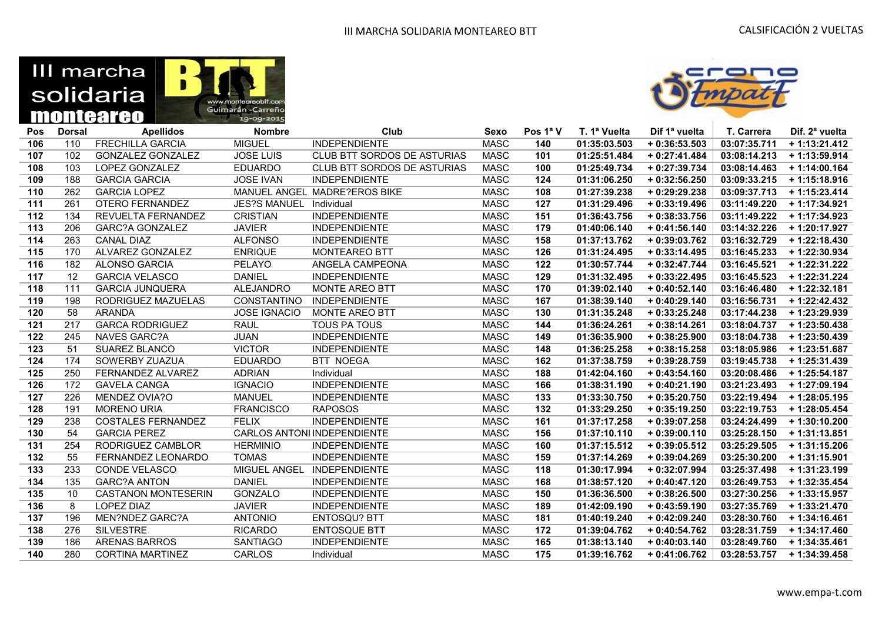| Pos | Dorsal | Apellidos | Nombre | Club | Sexo | Pos 1ª V | T. 1ª Vuelta | Dif 1ª vuelta | T. Carrera | Dif. 2ª vuelta |
|---|---|---|---|---|---|---|---|---|---|---|
| 106 | 110 | FRECHILLA GARCIA | MIGUEL | INDEPENDIENTE | MASC | 140 | 01:35:03.503 | + 0:36:53.503 | 03:07:35.711 | + 1:13:21.412 |
| 107 | 102 | GONZALEZ GONZALEZ | JOSE LUIS | CLUB BTT SORDOS DE ASTURIAS | MASC | 101 | 01:25:51.484 | + 0:27:41.484 | 03:08:14.213 | + 1:13:59.914 |
| 108 | 103 | LOPEZ GONZALEZ | EDUARDO | CLUB BTT SORDOS DE ASTURIAS | MASC | 100 | 01:25:49.734 | + 0:27:39.734 | 03:08:14.463 | + 1:14:00.164 |
| 109 | 188 | GARCIA GARCIA | JOSE IVAN | INDEPENDIENTE | MASC | 124 | 01:31:06.250 | + 0:32:56.250 | 03:09:33.215 | + 1:15:18.916 |
| 110 | 262 | GARCIA LOPEZ | MANUEL ANGEL | MADRE?EROS BIKE | MASC | 108 | 01:27:39.238 | + 0:29:29.238 | 03:09:37.713 | + 1:15:23.414 |
| 111 | 261 | OTERO FERNANDEZ | JES?S MANUEL | Individual | MASC | 127 | 01:31:29.496 | + 0:33:19.496 | 03:11:49.220 | + 1:17:34.921 |
| 112 | 134 | REVUELTA FERNANDEZ | CRISTIAN | INDEPENDIENTE | MASC | 151 | 01:36:43.756 | + 0:38:33.756 | 03:11:49.222 | + 1:17:34.923 |
| 113 | 206 | GARC?A GONZALEZ | JAVIER | INDEPENDIENTE | MASC | 179 | 01:40:06.140 | + 0:41:56.140 | 03:14:32.226 | + 1:20:17.927 |
| 114 | 263 | CANAL DIAZ | ALFONSO | INDEPENDIENTE | MASC | 158 | 01:37:13.762 | + 0:39:03.762 | 03:16:32.729 | + 1:22:18.430 |
| 115 | 170 | ALVAREZ GONZALEZ | ENRIQUE | MONTEAREO BTT | MASC | 126 | 01:31:24.495 | + 0:33:14.495 | 03:16:45.233 | + 1:22:30.934 |
| 116 | 182 | ALONSO GARCIA | PELAYO | ANGELA CAMPEONA | MASC | 122 | 01:30:57.744 | + 0:32:47.744 | 03:16:45.521 | + 1:22:31.222 |
| 117 | 12 | GARCIA VELASCO | DANIEL | INDEPENDIENTE | MASC | 129 | 01:31:32.495 | + 0:33:22.495 | 03:16:45.523 | + 1:22:31.224 |
| 118 | 111 | GARCIA JUNQUERA | ALEJANDRO | MONTE AREO BTT | MASC | 170 | 01:39:02.140 | + 0:40:52.140 | 03:16:46.480 | + 1:22:32.181 |
| 119 | 198 | RODRIGUEZ MAZUELAS | CONSTANTINO | INDEPENDIENTE | MASC | 167 | 01:38:39.140 | + 0:40:29.140 | 03:16:56.731 | + 1:22:42.432 |
| 120 | 58 | ARANDA | JOSE IGNACIO | MONTE AREO BTT | MASC | 130 | 01:31:35.248 | + 0:33:25.248 | 03:17:44.238 | + 1:23:29.939 |
| 121 | 217 | GARCA RODRIGUEZ | RAUL | TOUS PA TOUS | MASC | 144 | 01:36:24.261 | + 0:38:14.261 | 03:18:04.737 | + 1:23:50.438 |
| 122 | 245 | NAVES GARC?A | JUAN | INDEPENDIENTE | MASC | 149 | 01:36:35.900 | + 0:38:25.900 | 03:18:04.738 | + 1:23:50.439 |
| 123 | 51 | SUAREZ BLANCO | VICTOR | INDEPENDIENTE | MASC | 148 | 01:36:25.258 | + 0:38:15.258 | 03:18:05.986 | + 1:23:51.687 |
| 124 | 174 | SOWERBY ZUAZUA | EDUARDO | BTT NOEGA | MASC | 162 | 01:37:38.759 | + 0:39:28.759 | 03:19:45.738 | + 1:25:31.439 |
| 125 | 250 | FERNANDEZ ALVAREZ | ADRIAN | Individual | MASC | 188 | 01:42:04.160 | + 0:43:54.160 | 03:20:08.486 | + 1:25:54.187 |
| 126 | 172 | GAVELA CANGA | IGNACIO | INDEPENDIENTE | MASC | 166 | 01:38:31.190 | + 0:40:21.190 | 03:21:23.493 | + 1:27:09.194 |
| 127 | 226 | MENDEZ OVIA?O | MANUEL | INDEPENDIENTE | MASC | 133 | 01:33:30.750 | + 0:35:20.750 | 03:22:19.494 | + 1:28:05.195 |
| 128 | 191 | MORENO URIA | FRANCISCO | RAPOSOS | MASC | 132 | 01:33:29.250 | + 0:35:19.250 | 03:22:19.753 | + 1:28:05.454 |
| 129 | 238 | COSTALES FERNANDEZ | FELIX | INDEPENDIENTE | MASC | 161 | 01:37:17.258 | + 0:39:07.258 | 03:24:24.499 | + 1:30:10.200 |
| 130 | 54 | GARCIA PEREZ | CARLOS ANTONI | INDEPENDIENTE | MASC | 156 | 01:37:10.110 | + 0:39:00.110 | 03:25:28.150 | + 1:31:13.851 |
| 131 | 254 | RODRIGUEZ CAMBLOR | HERMINIO | INDEPENDIENTE | MASC | 160 | 01:37:15.512 | + 0:39:05.512 | 03:25:29.505 | + 1:31:15.206 |
| 132 | 55 | FERNANDEZ LEONARDO | TOMAS | INDEPENDIENTE | MASC | 159 | 01:37:14.269 | + 0:39:04.269 | 03:25:30.200 | + 1:31:15.901 |
| 133 | 233 | CONDE VELASCO | MIGUEL ANGEL | INDEPENDIENTE | MASC | 118 | 01:30:17.994 | + 0:32:07.994 | 03:25:37.498 | + 1:31:23.199 |
| 134 | 135 | GARC?A ANTON | DANIEL | INDEPENDIENTE | MASC | 168 | 01:38:57.120 | + 0:40:47.120 | 03:26:49.753 | + 1:32:35.454 |
| 135 | 10 | CASTANON MONTESERIN | GONZALO | INDEPENDIENTE | MASC | 150 | 01:36:36.500 | + 0:38:26.500 | 03:27:30.256 | + 1:33:15.957 |
| 136 | 8 | LOPEZ DIAZ | JAVIER | INDEPENDIENTE | MASC | 189 | 01:42:09.190 | + 0:43:59.190 | 03:27:35.769 | + 1:33:21.470 |
| 137 | 196 | MEN?NDEZ GARC?A | ANTONIO | ENTOSQU? BTT | MASC | 181 | 01:40:19.240 | + 0:42:09.240 | 03:28:30.760 | + 1:34:16.461 |
| 138 | 276 | SILVESTRE | RICARDO | ENTOSQUE BTT | MASC | 172 | 01:39:04.762 | + 0:40:54.762 | 03:28:31.759 | + 1:34:17.460 |
| 139 | 186 | ARENAS BARROS | SANTIAGO | INDEPENDIENTE | MASC | 165 | 01:38:13.140 | + 0:40:03.140 | 03:28:49.760 | + 1:34:35.461 |
| 140 | 280 | CORTINA MARTINEZ | CARLOS | Individual | MASC | 175 | 01:39:16.762 | + 0:41:06.762 | 03:28:53.757 | + 1:34:39.458 |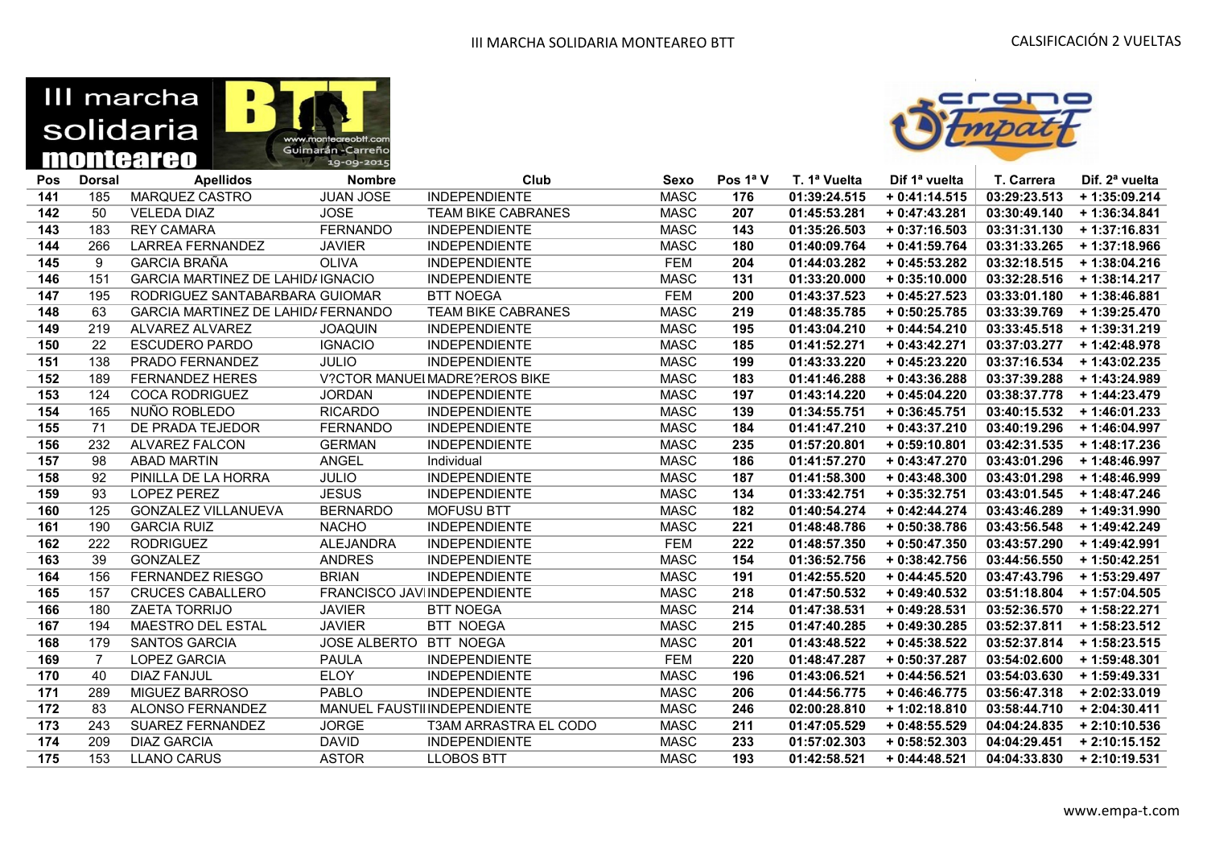III MARCHA SOLIDARIA MONTEAREO BTT

CALSIFICACIÓN 2 VUELTAS

| Pos | Dorsal | Apellidos | Nombre | Club | Sexo | Pos 1ª V | T. 1ª Vuelta | Dif 1ª vuelta | T. Carrera | Dif. 2ª vuelta |
|---|---|---|---|---|---|---|---|---|---|---|
| 141 | 185 | MARQUEZ CASTRO | JUAN JOSE | INDEPENDIENTE | MASC | 176 | 01:39:24.515 | + 0:41:14.515 | 03:29:23.513 | + 1:35:09.214 |
| 142 | 50 | VELEDA DIAZ | JOSE | TEAM BIKE CABRANES | MASC | 207 | 01:45:53.281 | + 0:47:43.281 | 03:30:49.140 | + 1:36:34.841 |
| 143 | 183 | REY CAMARA | FERNANDO | INDEPENDIENTE | MASC | 143 | 01:35:26.503 | + 0:37:16.503 | 03:31:31.130 | + 1:37:16.831 |
| 144 | 266 | LARREA FERNANDEZ | JAVIER | INDEPENDIENTE | MASC | 180 | 01:40:09.764 | + 0:41:59.764 | 03:31:33.265 | + 1:37:18.966 |
| 145 | 9 | GARCIA BRAÑA | OLIVA | INDEPENDIENTE | FEM | 204 | 01:44:03.282 | + 0:45:53.282 | 03:32:18.515 | + 1:38:04.216 |
| 146 | 151 | GARCIA MARTINEZ DE LAHIDA | IGNACIO | INDEPENDIENTE | MASC | 131 | 01:33:20.000 | + 0:35:10.000 | 03:32:28.516 | + 1:38:14.217 |
| 147 | 195 | RODRIGUEZ SANTABARBARA | GUIOMAR | BTT NOEGA | FEM | 200 | 01:43:37.523 | + 0:45:27.523 | 03:33:01.180 | + 1:38:46.881 |
| 148 | 63 | GARCIA MARTINEZ DE LAHIDA | FERNANDO | TEAM BIKE CABRANES | MASC | 219 | 01:48:35.785 | + 0:50:25.785 | 03:33:39.769 | + 1:39:25.470 |
| 149 | 219 | ALVAREZ ALVAREZ | JOAQUIN | INDEPENDIENTE | MASC | 195 | 01:43:04.210 | + 0:44:54.210 | 03:33:45.518 | + 1:39:31.219 |
| 150 | 22 | ESCUDERO PARDO | IGNACIO | INDEPENDIENTE | MASC | 185 | 01:41:52.271 | + 0:43:42.271 | 03:37:03.277 | + 1:42:48.978 |
| 151 | 138 | PRADO FERNANDEZ | JULIO | INDEPENDIENTE | MASC | 199 | 01:43:33.220 | + 0:45:23.220 | 03:37:16.534 | + 1:43:02.235 |
| 152 | 189 | FERNANDEZ HERES | V?CTOR MANUEL | MADRE?EROS BIKE | MASC | 183 | 01:41:46.288 | + 0:43:36.288 | 03:37:39.288 | + 1:43:24.989 |
| 153 | 124 | COCA RODRIGUEZ | JORDAN | INDEPENDIENTE | MASC | 197 | 01:43:14.220 | + 0:45:04.220 | 03:38:37.778 | + 1:44:23.479 |
| 154 | 165 | NUÑO ROBLEDO | RICARDO | INDEPENDIENTE | MASC | 139 | 01:34:55.751 | + 0:36:45.751 | 03:40:15.532 | + 1:46:01.233 |
| 155 | 71 | DE PRADA TEJEDOR | FERNANDO | INDEPENDIENTE | MASC | 184 | 01:41:47.210 | + 0:43:37.210 | 03:40:19.296 | + 1:46:04.997 |
| 156 | 232 | ALVAREZ FALCON | GERMAN | INDEPENDIENTE | MASC | 235 | 01:57:20.801 | + 0:59:10.801 | 03:42:31.535 | + 1:48:17.236 |
| 157 | 98 | ABAD MARTIN | ANGEL | Individual | MASC | 186 | 01:41:57.270 | + 0:43:47.270 | 03:43:01.296 | + 1:48:46.997 |
| 158 | 92 | PINILLA DE LA HORRA | JULIO | INDEPENDIENTE | MASC | 187 | 01:41:58.300 | + 0:43:48.300 | 03:43:01.298 | + 1:48:46.999 |
| 159 | 93 | LOPEZ PEREZ | JESUS | INDEPENDIENTE | MASC | 134 | 01:33:42.751 | + 0:35:32.751 | 03:43:01.545 | + 1:48:47.246 |
| 160 | 125 | GONZALEZ VILLANUEVA | BERNARDO | MOFUSU BTT | MASC | 182 | 01:40:54.274 | + 0:42:44.274 | 03:43:46.289 | + 1:49:31.990 |
| 161 | 190 | GARCIA RUIZ | NACHO | INDEPENDIENTE | MASC | 221 | 01:48:48.786 | + 0:50:38.786 | 03:43:56.548 | + 1:49:42.249 |
| 162 | 222 | RODRIGUEZ | ALEJANDRA | INDEPENDIENTE | FEM | 222 | 01:48:57.350 | + 0:50:47.350 | 03:43:57.290 | + 1:49:42.991 |
| 163 | 39 | GONZALEZ | ANDRES | INDEPENDIENTE | MASC | 154 | 01:36:52.756 | + 0:38:42.756 | 03:44:56.550 | + 1:50:42.251 |
| 164 | 156 | FERNANDEZ RIESGO | BRIAN | INDEPENDIENTE | MASC | 191 | 01:42:55.520 | + 0:44:45.520 | 03:47:43.796 | + 1:53:29.497 |
| 165 | 157 | CRUCES CABALLERO | FRANCISCO JAVI | INDEPENDIENTE | MASC | 218 | 01:47:50.532 | + 0:49:40.532 | 03:51:18.804 | + 1:57:04.505 |
| 166 | 180 | ZAETA TORRIJO | JAVIER | BTT NOEGA | MASC | 214 | 01:47:38.531 | + 0:49:28.531 | 03:52:36.570 | + 1:58:22.271 |
| 167 | 194 | MAESTRO DEL ESTAL | JAVIER | BTT NOEGA | MASC | 215 | 01:47:40.285 | + 0:49:30.285 | 03:52:37.811 | + 1:58:23.512 |
| 168 | 179 | SANTOS GARCIA | JOSE ALBERTO | BTT NOEGA | MASC | 201 | 01:43:48.522 | + 0:45:38.522 | 03:52:37.814 | + 1:58:23.515 |
| 169 | 7 | LOPEZ GARCIA | PAULA | INDEPENDIENTE | FEM | 220 | 01:48:47.287 | + 0:50:37.287 | 03:54:02.600 | + 1:59:48.301 |
| 170 | 40 | DIAZ FANJUL | ELOY | INDEPENDIENTE | MASC | 196 | 01:43:06.521 | + 0:44:56.521 | 03:54:03.630 | + 1:59:49.331 |
| 171 | 289 | MIGUEZ BARROSO | PABLO | INDEPENDIENTE | MASC | 206 | 01:44:56.775 | + 0:46:46.775 | 03:56:47.318 | + 2:02:33.019 |
| 172 | 83 | ALONSO FERNANDEZ | MANUEL FAUSTI | INDEPENDIENTE | MASC | 246 | 02:00:28.810 | + 1:02:18.810 | 03:58:44.710 | + 2:04:30.411 |
| 173 | 243 | SUAREZ FERNANDEZ | JORGE | T3AM ARRASTRA EL CODO | MASC | 211 | 01:47:05.529 | + 0:48:55.529 | 04:04:24.835 | + 2:10:10.536 |
| 174 | 209 | DIAZ GARCIA | DAVID | INDEPENDIENTE | MASC | 233 | 01:57:02.303 | + 0:58:52.303 | 04:04:29.451 | + 2:10:15.152 |
| 175 | 153 | LLANO CARUS | ASTOR | LLOBOS BTT | MASC | 193 | 01:42:58.521 | + 0:44:48.521 | 04:04:33.830 | + 2:10:19.531 |

www.empa-t.com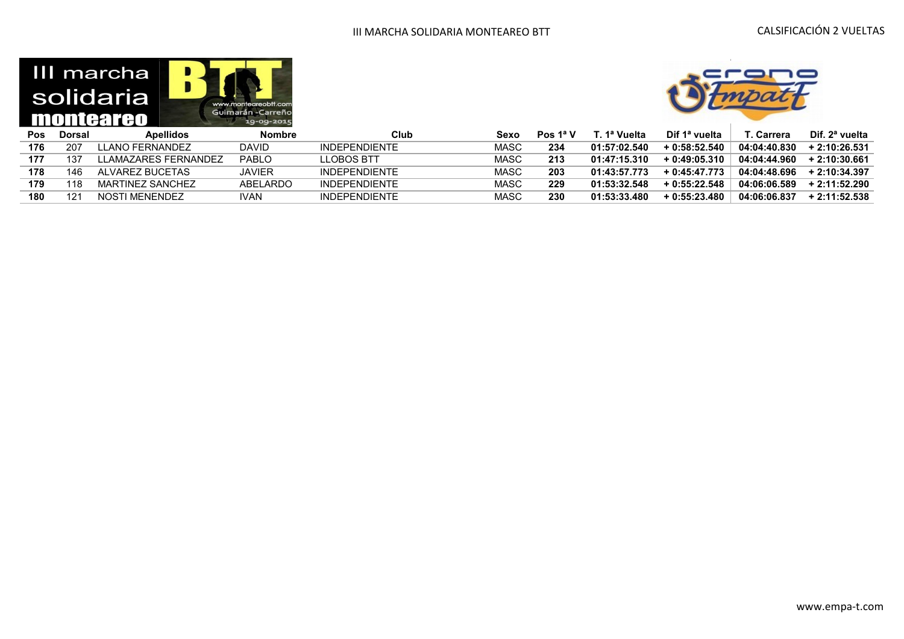| Pos | Dorsal | Apellidos | Nombre | Club | Sexo | Pos 1ª V | T. 1ª Vuelta | Dif 1ª vuelta | T. Carrera | Dif. 2ª vuelta |
|---|---|---|---|---|---|---|---|---|---|---|
| 176 | 207 | LLANO FERNANDEZ | DAVID | INDEPENDIENTE | MASC | 234 | 01:57:02.540 | + 0:58:52.540 | 04:04:40.830 | + 2:10:26.531 |
| 177 | 137 | LLAMAZARES FERNANDEZ | PABLO | LLOBOS BTT | MASC | 213 | 01:47:15.310 | + 0:49:05.310 | 04:04:44.960 | + 2:10:30.661 |
| 178 | 146 | ALVAREZ BUCETAS | JAVIER | INDEPENDIENTE | MASC | 203 | 01:43:57.773 | + 0:45:47.773 | 04:04:48.696 | + 2:10:34.397 |
| 179 | 118 | MARTINEZ SANCHEZ | ABELARDO | INDEPENDIENTE | MASC | 229 | 01:53:32.548 | + 0:55:22.548 | 04:06:06.589 | + 2:11:52.290 |
| 180 | 121 | NOSTI MENENDEZ | IVAN | INDEPENDIENTE | MASC | 230 | 01:53:33.480 | + 0:55:23.480 | 04:06:06.837 | + 2:11:52.538 |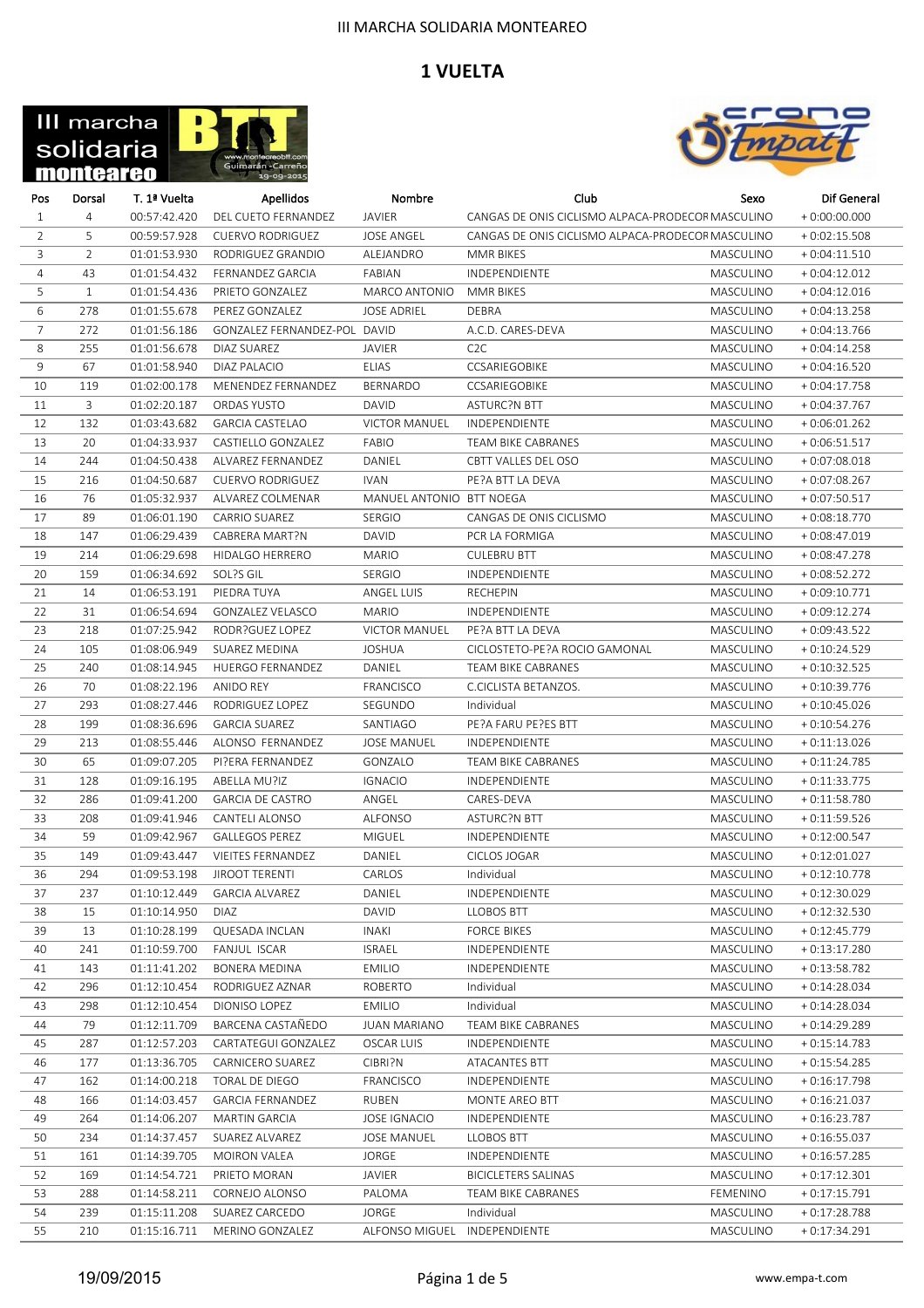III MARCHA SOLIDARIA MONTEAREO

# 1 VUELTA

| Pos | Dorsal | T. 1ª Vuelta | Apellidos | Nombre | Club | Sexo | Dif General |
|---|---|---|---|---|---|---|---|
| 1 | 4 | 00:57:42.420 | DEL CUETO FERNANDEZ | JAVIER | CANGAS DE ONIS CICLISMO ALPACA-PRODECOR | MASCULINO | + 0:00:00.000 |
| 2 | 5 | 00:59:57.928 | CUERVO RODRIGUEZ | JOSE ANGEL | CANGAS DE ONIS CICLISMO ALPACA-PRODECOR | MASCULINO | + 0:02:15.508 |
| 3 | 2 | 01:01:53.930 | RODRIGUEZ GRANDIO | ALEJANDRO | MMR BIKES | MASCULINO | + 0:04:11.510 |
| 4 | 43 | 01:01:54.432 | FERNANDEZ GARCIA | FABIAN | INDEPENDIENTE | MASCULINO | + 0:04:12.012 |
| 5 | 1 | 01:01:54.436 | PRIETO GONZALEZ | MARCO ANTONIO | MMR BIKES | MASCULINO | + 0:04:12.016 |
| 6 | 278 | 01:01:55.678 | PEREZ GONZALEZ | JOSE ADRIEL | DEBRA | MASCULINO | + 0:04:13.258 |
| 7 | 272 | 01:01:56.186 | GONZALEZ FERNANDEZ-POL | DAVID | A.C.D. CARES-DEVA | MASCULINO | + 0:04:13.766 |
| 8 | 255 | 01:01:56.678 | DIAZ SUAREZ | JAVIER | C2C | MASCULINO | + 0:04:14.258 |
| 9 | 67 | 01:01:58.940 | DIAZ PALACIO | ELIAS | CCSARIEGOBIKE | MASCULINO | + 0:04:16.520 |
| 10 | 119 | 01:02:00.178 | MENENDEZ FERNANDEZ | BERNARDO | CCSARIEGOBIKE | MASCULINO | + 0:04:17.758 |
| 11 | 3 | 01:02:20.187 | ORDAS YUSTO | DAVID | ASTURC?N BTT | MASCULINO | + 0:04:37.767 |
| 12 | 132 | 01:03:43.682 | GARCIA CASTELAO | VICTOR MANUEL | INDEPENDIENTE | MASCULINO | + 0:06:01.262 |
| 13 | 20 | 01:04:33.937 | CASTIELLO GONZALEZ | FABIO | TEAM BIKE CABRANES | MASCULINO | + 0:06:51.517 |
| 14 | 244 | 01:04:50.438 | ALVAREZ FERNANDEZ | DANIEL | CBTT VALLES DEL OSO | MASCULINO | + 0:07:08.018 |
| 15 | 216 | 01:04:50.687 | CUERVO RODRIGUEZ | IVAN | PE?A BTT LA DEVA | MASCULINO | + 0:07:08.267 |
| 16 | 76 | 01:05:32.937 | ALVAREZ COLMENAR | MANUEL ANTONIO | BTT NOEGA | MASCULINO | + 0:07:50.517 |
| 17 | 89 | 01:06:01.190 | CARRIO SUAREZ | SERGIO | CANGAS DE ONIS CICLISMO | MASCULINO | + 0:08:18.770 |
| 18 | 147 | 01:06:29.439 | CABRERA MART?N | DAVID | PCR LA FORMIGA | MASCULINO | + 0:08:47.019 |
| 19 | 214 | 01:06:29.698 | HIDALGO HERRERO | MARIO | CULEBRU BTT | MASCULINO | + 0:08:47.278 |
| 20 | 159 | 01:06:34.692 | SOL?S GIL | SERGIO | INDEPENDIENTE | MASCULINO | + 0:08:52.272 |
| 21 | 14 | 01:06:53.191 | PIEDRA TUYA | ANGEL LUIS | RECHEPIN | MASCULINO | + 0:09:10.771 |
| 22 | 31 | 01:06:54.694 | GONZALEZ VELASCO | MARIO | INDEPENDIENTE | MASCULINO | + 0:09:12.274 |
| 23 | 218 | 01:07:25.942 | RODR?GUEZ LOPEZ | VICTOR MANUEL | PE?A BTT LA DEVA | MASCULINO | + 0:09:43.522 |
| 24 | 105 | 01:08:06.949 | SUAREZ MEDINA | JOSHUA | CICLOSTETO-PE?A ROCIO GAMONAL | MASCULINO | + 0:10:24.529 |
| 25 | 240 | 01:08:14.945 | HUERGO FERNANDEZ | DANIEL | TEAM BIKE CABRANES | MASCULINO | + 0:10:32.525 |
| 26 | 70 | 01:08:22.196 | ANIDO REY | FRANCISCO | C.CICLISTA BETANZOS. | MASCULINO | + 0:10:39.776 |
| 27 | 293 | 01:08:27.446 | RODRIGUEZ LOPEZ | SEGUNDO | Individual | MASCULINO | + 0:10:45.026 |
| 28 | 199 | 01:08:36.696 | GARCIA SUAREZ | SANTIAGO | PE?A FARU PE?ES BTT | MASCULINO | + 0:10:54.276 |
| 29 | 213 | 01:08:55.446 | ALONSO FERNANDEZ | JOSE MANUEL | INDEPENDIENTE | MASCULINO | + 0:11:13.026 |
| 30 | 65 | 01:09:07.205 | PI?ERA FERNANDEZ | GONZALO | TEAM BIKE CABRANES | MASCULINO | + 0:11:24.785 |
| 31 | 128 | 01:09:16.195 | ABELLA MU?IZ | IGNACIO | INDEPENDIENTE | MASCULINO | + 0:11:33.775 |
| 32 | 286 | 01:09:41.200 | GARCIA DE CASTRO | ANGEL | CARES-DEVA | MASCULINO | + 0:11:58.780 |
| 33 | 208 | 01:09:41.946 | CANTELI ALONSO | ALFONSO | ASTURC?N BTT | MASCULINO | + 0:11:59.526 |
| 34 | 59 | 01:09:42.967 | GALLEGOS PEREZ | MIGUEL | INDEPENDIENTE | MASCULINO | + 0:12:00.547 |
| 35 | 149 | 01:09:43.447 | VIEITES FERNANDEZ | DANIEL | CICLOS JOGAR | MASCULINO | + 0:12:01.027 |
| 36 | 294 | 01:09:53.198 | JIROOT TERENTI | CARLOS | Individual | MASCULINO | + 0:12:10.778 |
| 37 | 237 | 01:10:12.449 | GARCIA ALVAREZ | DANIEL | INDEPENDIENTE | MASCULINO | + 0:12:30.029 |
| 38 | 15 | 01:10:14.950 | DIAZ | DAVID | LLOBOS BTT | MASCULINO | + 0:12:32.530 |
| 39 | 13 | 01:10:28.199 | QUESADA INCLAN | INAKI | FORCE BIKES | MASCULINO | + 0:12:45.779 |
| 40 | 241 | 01:10:59.700 | FANJUL ISCAR | ISRAEL | INDEPENDIENTE | MASCULINO | + 0:13:17.280 |
| 41 | 143 | 01:11:41.202 | BONERA MEDINA | EMILIO | INDEPENDIENTE | MASCULINO | + 0:13:58.782 |
| 42 | 296 | 01:12:10.454 | RODRIGUEZ AZNAR | ROBERTO | Individual | MASCULINO | + 0:14:28.034 |
| 43 | 298 | 01:12:10.454 | DIONISO LOPEZ | EMILIO | Individual | MASCULINO | + 0:14:28.034 |
| 44 | 79 | 01:12:11.709 | BARCENA CASTAÑEDO | JUAN MARIANO | TEAM BIKE CABRANES | MASCULINO | + 0:14:29.289 |
| 45 | 287 | 01:12:57.203 | CARTATEGUI GONZALEZ | OSCAR LUIS | INDEPENDIENTE | MASCULINO | + 0:15:14.783 |
| 46 | 177 | 01:13:36.705 | CARNICERO SUAREZ | CIBRI?N | ATACANTES BTT | MASCULINO | + 0:15:54.285 |
| 47 | 162 | 01:14:00.218 | TORAL DE DIEGO | FRANCISCO | INDEPENDIENTE | MASCULINO | + 0:16:17.798 |
| 48 | 166 | 01:14:03.457 | GARCIA FERNANDEZ | RUBEN | MONTE AREO BTT | MASCULINO | + 0:16:21.037 |
| 49 | 264 | 01:14:06.207 | MARTIN GARCIA | JOSE IGNACIO | INDEPENDIENTE | MASCULINO | + 0:16:23.787 |
| 50 | 234 | 01:14:37.457 | SUAREZ ALVAREZ | JOSE MANUEL | LLOBOS BTT | MASCULINO | + 0:16:55.037 |
| 51 | 161 | 01:14:39.705 | MOIRON VALEA | JORGE | INDEPENDIENTE | MASCULINO | + 0:16:57.285 |
| 52 | 169 | 01:14:54.721 | PRIETO MORAN | JAVIER | BICICLETERS SALINAS | MASCULINO | + 0:17:12.301 |
| 53 | 288 | 01:14:58.211 | CORNEJO ALONSO | PALOMA | TEAM BIKE CABRANES | FEMENINO | + 0:17:15.791 |
| 54 | 239 | 01:15:11.208 | SUAREZ CARCEDO | JORGE | Individual | MASCULINO | + 0:17:28.788 |
| 55 | 210 | 01:15:16.711 | MERINO GONZALEZ | ALFONSO MIGUEL | INDEPENDIENTE | MASCULINO | + 0:17:34.291 |

19/09/2015 | www.empa-t.com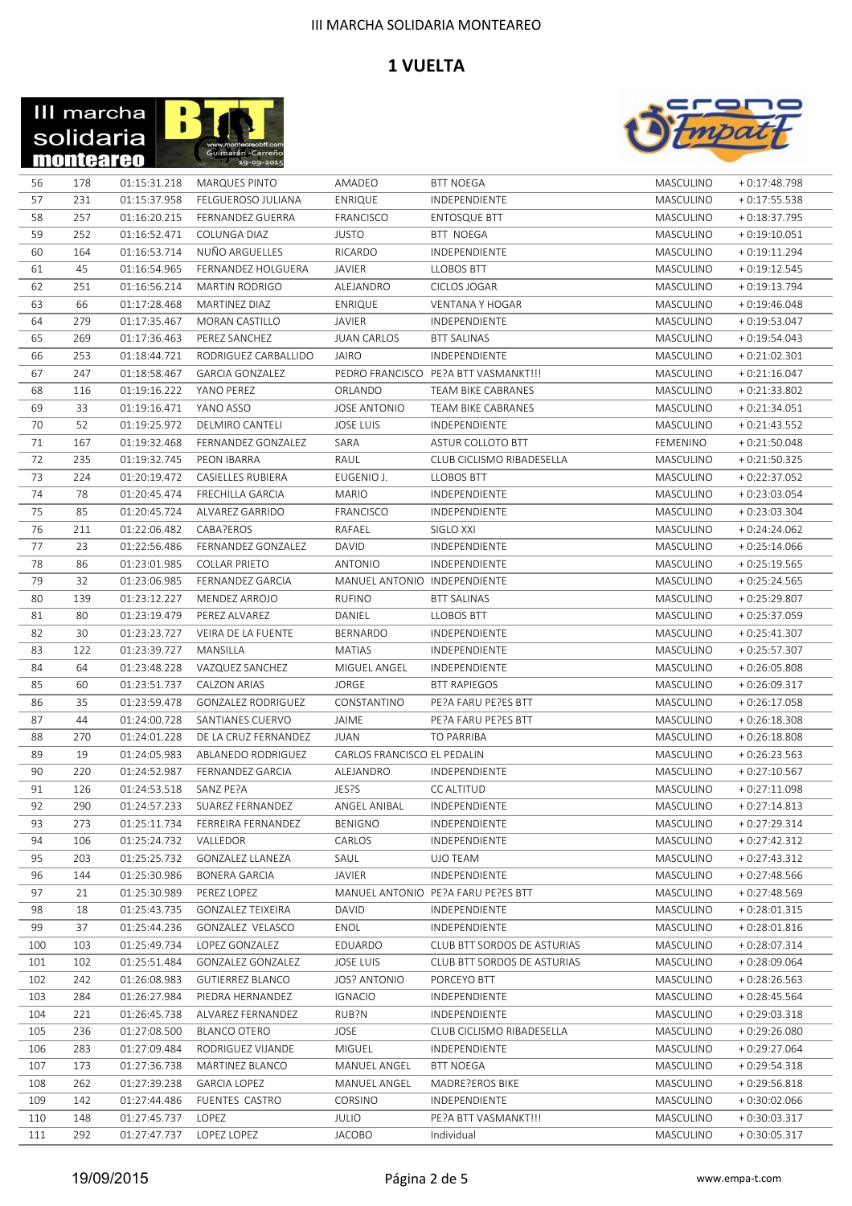# III MARCHA SOLIDARIA MONTEAREO

## 1 VUELTA

| | | | | | | | |
|---|---|---|---|---|---|---|---|
| 56 | 178 | 01:15:31.218 | MARQUES PINTO | AMADEO | BTT NOEGA | MASCULINO | + 0:17:48.798 |
| 57 | 231 | 01:15:37.958 | FELGUEROSO JULIANA | ENRIQUE | INDEPENDIENTE | MASCULINO | + 0:17:55.538 |
| 58 | 257 | 01:16:20.215 | FERNANDEZ GUERRA | FRANCISCO | ENTOSQUE BTT | MASCULINO | + 0:18:37.795 |
| 59 | 252 | 01:16:52.471 | COLUNGA DIAZ | JUSTO | BTT NOEGA | MASCULINO | + 0:19:10.051 |
| 60 | 164 | 01:16:53.714 | NUÑO ARGUELLES | RICARDO | INDEPENDIENTE | MASCULINO | + 0:19:11.294 |
| 61 | 45 | 01:16:54.965 | FERNANDEZ HOLGUERA | JAVIER | LLOBOS BTT | MASCULINO | + 0:19:12.545 |
| 62 | 251 | 01:16:56.214 | MARTIN RODRIGO | ALEJANDRO | CICLOS JOGAR | MASCULINO | + 0:19:13.794 |
| 63 | 66 | 01:17:28.468 | MARTINEZ DIAZ | ENRIQUE | VENTANA Y HOGAR | MASCULINO | + 0:19:46.048 |
| 64 | 279 | 01:17:35.467 | MORAN CASTILLO | JAVIER | INDEPENDIENTE | MASCULINO | + 0:19:53.047 |
| 65 | 269 | 01:17:36.463 | PEREZ SANCHEZ | JUAN CARLOS | BTT SALINAS | MASCULINO | + 0:19:54.043 |
| 66 | 253 | 01:18:44.721 | RODRIGUEZ CARBALLIDO | JAIRO | INDEPENDIENTE | MASCULINO | + 0:21:02.301 |
| 67 | 247 | 01:18:58.467 | GARCIA GONZALEZ | PEDRO FRANCISCO | PE?A BTT VASMANKT!!! | MASCULINO | + 0:21:16.047 |
| 68 | 116 | 01:19:16.222 | YANO PEREZ | ORLANDO | TEAM BIKE CABRANES | MASCULINO | + 0:21:33.802 |
| 69 | 33 | 01:19:16.471 | YANO ASSO | JOSE ANTONIO | TEAM BIKE CABRANES | MASCULINO | + 0:21:34.051 |
| 70 | 52 | 01:19:25.972 | DELMIRO CANTELI | JOSE LUIS | INDEPENDIENTE | MASCULINO | + 0:21:43.552 |
| 71 | 167 | 01:19:32.468 | FERNANDEZ GONZALEZ | SARA | ASTUR COLLOTO BTT | FEMENINO | + 0:21:50.048 |
| 72 | 235 | 01:19:32.745 | PEON IBARRA | RAUL | CLUB CICLISMO RIBADESELLA | MASCULINO | + 0:21:50.325 |
| 73 | 224 | 01:20:19.472 | CASIELLES RUBIERA | EUGENIO J. | LLOBOS BTT | MASCULINO | + 0:22:37.052 |
| 74 | 78 | 01:20:45.474 | FRECHILLA GARCIA | MARIO | INDEPENDIENTE | MASCULINO | + 0:23:03.054 |
| 75 | 85 | 01:20:45.724 | ALVAREZ GARRIDO | FRANCISCO | INDEPENDIENTE | MASCULINO | + 0:23:03.304 |
| 76 | 211 | 01:22:06.482 | CABA?EROS | RAFAEL | SIGLO XXI | MASCULINO | + 0:24:24.062 |
| 77 | 23 | 01:22:56.486 | FERNANDEZ GONZALEZ | DAVID | INDEPENDIENTE | MASCULINO | + 0:25:14.066 |
| 78 | 86 | 01:23:01.985 | COLLAR PRIETO | ANTONIO | INDEPENDIENTE | MASCULINO | + 0:25:19.565 |
| 79 | 32 | 01:23:06.985 | FERNANDEZ GARCIA | MANUEL ANTONIO | INDEPENDIENTE | MASCULINO | + 0:25:24.565 |
| 80 | 139 | 01:23:12.227 | MENDEZ ARROJO | RUFINO | BTT SALINAS | MASCULINO | + 0:25:29.807 |
| 81 | 80 | 01:23:19.479 | PEREZ ALVAREZ | DANIEL | LLOBOS BTT | MASCULINO | + 0:25:37.059 |
| 82 | 30 | 01:23:23.727 | VEIRA DE LA FUENTE | BERNARDO | INDEPENDIENTE | MASCULINO | + 0:25:41.307 |
| 83 | 122 | 01:23:39.727 | MANSILLA | MATIAS | INDEPENDIENTE | MASCULINO | + 0:25:57.307 |
| 84 | 64 | 01:23:48.228 | VAZQUEZ SANCHEZ | MIGUEL ANGEL | INDEPENDIENTE | MASCULINO | + 0:26:05.808 |
| 85 | 60 | 01:23:51.737 | CALZON ARIAS | JORGE | BTT RAPIEGOS | MASCULINO | + 0:26:09.317 |
| 86 | 35 | 01:23:59.478 | GONZALEZ RODRIGUEZ | CONSTANTINO | PE?A FARU PE?ES BTT | MASCULINO | + 0:26:17.058 |
| 87 | 44 | 01:24:00.728 | SANTIANES CUERVO | JAIME | PE?A FARU PE?ES BTT | MASCULINO | + 0:26:18.308 |
| 88 | 270 | 01:24:01.228 | DE LA CRUZ FERNANDEZ | JUAN | TO PARRIBA | MASCULINO | + 0:26:18.808 |
| 89 | 19 | 01:24:05.983 | ABLANEDO RODRIGUEZ | CARLOS FRANCISCO | EL PEDALIN | MASCULINO | + 0:26:23.563 |
| 90 | 220 | 01:24:52.987 | FERNANDEZ GARCIA | ALEJANDRO | INDEPENDIENTE | MASCULINO | + 0:27:10.567 |
| 91 | 126 | 01:24:53.518 | SANZ PE?A | JES?S | CC ALTITUD | MASCULINO | + 0:27:11.098 |
| 92 | 290 | 01:24:57.233 | SUAREZ FERNANDEZ | ANGEL ANIBAL | INDEPENDIENTE | MASCULINO | + 0:27:14.813 |
| 93 | 273 | 01:25:11.734 | FERREIRA FERNANDEZ | BENIGNO | INDEPENDIENTE | MASCULINO | + 0:27:29.314 |
| 94 | 106 | 01:25:24.732 | VALLEDOR | CARLOS | INDEPENDIENTE | MASCULINO | + 0:27:42.312 |
| 95 | 203 | 01:25:25.732 | GONZALEZ LLANEZA | SAUL | UJO TEAM | MASCULINO | + 0:27:43.312 |
| 96 | 144 | 01:25:30.986 | BONERA GARCIA | JAVIER | INDEPENDIENTE | MASCULINO | + 0:27:48.566 |
| 97 | 21 | 01:25:30.989 | PEREZ LOPEZ | MANUEL ANTONIO | PE?A FARU PE?ES BTT | MASCULINO | + 0:27:48.569 |
| 98 | 18 | 01:25:43.735 | GONZALEZ TEIXEIRA | DAVID | INDEPENDIENTE | MASCULINO | + 0:28:01.315 |
| 99 | 37 | 01:25:44.236 | GONZALEZ VELASCO | ENOL | INDEPENDIENTE | MASCULINO | + 0:28:01.816 |
| 100 | 103 | 01:25:49.734 | LOPEZ GONZALEZ | EDUARDO | CLUB BTT SORDOS DE ASTURIAS | MASCULINO | + 0:28:07.314 |
| 101 | 102 | 01:25:51.484 | GONZALEZ GONZALEZ | JOSE LUIS | CLUB BTT SORDOS DE ASTURIAS | MASCULINO | + 0:28:09.064 |
| 102 | 242 | 01:26:08.983 | GUTIERREZ BLANCO | JOS? ANTONIO | PORCEYO BTT | MASCULINO | + 0:28:26.563 |
| 103 | 284 | 01:26:27.984 | PIEDRA HERNANDEZ | IGNACIO | INDEPENDIENTE | MASCULINO | + 0:28:45.564 |
| 104 | 221 | 01:26:45.738 | ALVAREZ FERNANDEZ | RUB?N | INDEPENDIENTE | MASCULINO | + 0:29:03.318 |
| 105 | 236 | 01:27:08.500 | BLANCO OTERO | JOSE | CLUB CICLISMO RIBADESELLA | MASCULINO | + 0:29:26.080 |
| 106 | 283 | 01:27:09.484 | RODRIGUEZ VIJANDE | MIGUEL | INDEPENDIENTE | MASCULINO | + 0:29:27.064 |
| 107 | 173 | 01:27:36.738 | MARTINEZ BLANCO | MANUEL ANGEL | BTT NOEGA | MASCULINO | + 0:29:54.318 |
| 108 | 262 | 01:27:39.238 | GARCIA LOPEZ | MANUEL ANGEL | MADRE?EROS BIKE | MASCULINO | + 0:29:56.818 |
| 109 | 142 | 01:27:44.486 | FUENTES CASTRO | CORSINO | INDEPENDIENTE | MASCULINO | + 0:30:02.066 |
| 110 | 148 | 01:27:45.737 | LOPEZ | JULIO | PE?A BTT VASMANKT!!! | MASCULINO | + 0:30:03.317 |
| 111 | 292 | 01:27:47.737 | LOPEZ LOPEZ | JACOBO | Individual | MASCULINO | + 0:30:05.317 |

19/09/2015 www.empa-t.com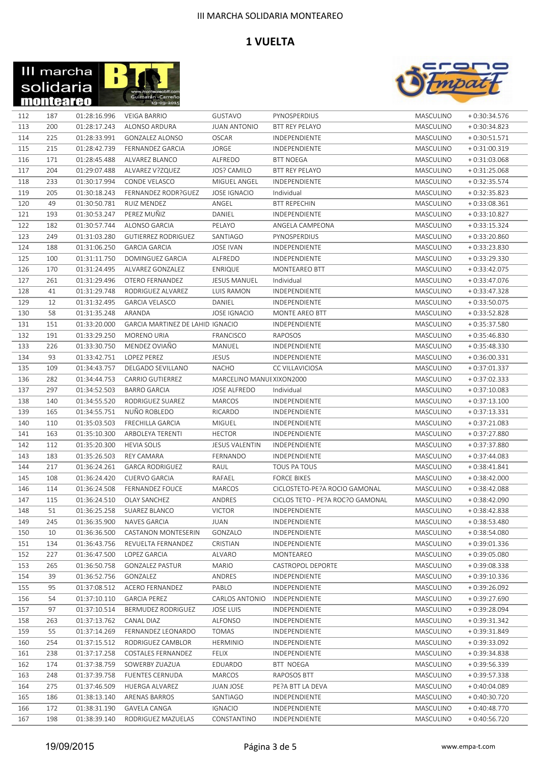# III MARCHA SOLIDARIA MONTEAREO

## 1 VUELTA

| | | | | | | | |
|---|---|---|---|---|---|---|---|
| 112 | 187 | 01:28:16.996 | VEIGA BARRIO | GUSTAVO | PYNOSPERDIUS | MASCULINO | + 0:30:34.576 |
| 113 | 200 | 01:28:17.243 | ALONSO ARDURA | JUAN ANTONIO | BTT REY PELAYO | MASCULINO | + 0:30:34.823 |
| 114 | 225 | 01:28:33.991 | GONZALEZ ALONSO | OSCAR | INDEPENDIENTE | MASCULINO | + 0:30:51.571 |
| 115 | 215 | 01:28:42.739 | FERNANDEZ GARCIA | JORGE | INDEPENDIENTE | MASCULINO | + 0:31:00.319 |
| 116 | 171 | 01:28:45.488 | ALVAREZ BLANCO | ALFREDO | BTT NOEGA | MASCULINO | + 0:31:03.068 |
| 117 | 204 | 01:29:07.488 | ALVAREZ V?ZQUEZ | JOS? CAMILO | BTT REY PELAYO | MASCULINO | + 0:31:25.068 |
| 118 | 233 | 01:30:17.994 | CONDE VELASCO | MIGUEL ANGEL | INDEPENDIENTE | MASCULINO | + 0:32:35.574 |
| 119 | 205 | 01:30:18.243 | FERNANDEZ RODR?GUEZ | JOSE IGNACIO | Individual | MASCULINO | + 0:32:35.823 |
| 120 | 49 | 01:30:50.781 | RUIZ MENDEZ | ANGEL | BTT REPECHIN | MASCULINO | + 0:33:08.361 |
| 121 | 193 | 01:30:53.247 | PEREZ MUÑIZ | DANIEL | INDEPENDIENTE | MASCULINO | + 0:33:10.827 |
| 122 | 182 | 01:30:57.744 | ALONSO GARCIA | PELAYO | ANGELA CAMPEONA | MASCULINO | + 0:33:15.324 |
| 123 | 249 | 01:31:03.280 | GUTIERREZ RODRIGUEZ | SANTIAGO | PYNOSPERDIUS | MASCULINO | + 0:33:20.860 |
| 124 | 188 | 01:31:06.250 | GARCIA GARCIA | JOSE IVAN | INDEPENDIENTE | MASCULINO | + 0:33:23.830 |
| 125 | 100 | 01:31:11.750 | DOMINGUEZ GARCIA | ALFREDO | INDEPENDIENTE | MASCULINO | + 0:33:29.330 |
| 126 | 170 | 01:31:24.495 | ALVAREZ GONZALEZ | ENRIQUE | MONTEAREO BTT | MASCULINO | + 0:33:42.075 |
| 127 | 261 | 01:31:29.496 | OTERO FERNANDEZ | JESUS MANUEL | Individual | MASCULINO | + 0:33:47.076 |
| 128 | 41 | 01:31:29.748 | RODRIGUEZ ALVAREZ | LUIS RAMON | INDEPENDIENTE | MASCULINO | + 0:33:47.328 |
| 129 | 12 | 01:31:32.495 | GARCIA VELASCO | DANIEL | INDEPENDIENTE | MASCULINO | + 0:33:50.075 |
| 130 | 58 | 01:31:35.248 | ARANDA | JOSE IGNACIO | MONTE AREO BTT | MASCULINO | + 0:33:52.828 |
| 131 | 151 | 01:33:20.000 | GARCIA MARTINEZ DE LAHID | IGNACIO | INDEPENDIENTE | MASCULINO | + 0:35:37.580 |
| 132 | 191 | 01:33:29.250 | MORENO URIA | FRANCISCO | RAPOSOS | MASCULINO | + 0:35:46.830 |
| 133 | 226 | 01:33:30.750 | MENDEZ OVIAÑO | MANUEL | INDEPENDIENTE | MASCULINO | + 0:35:48.330 |
| 134 | 93 | 01:33:42.751 | LOPEZ PEREZ | JESUS | INDEPENDIENTE | MASCULINO | + 0:36:00.331 |
| 135 | 109 | 01:34:43.757 | DELGADO SEVILLANO | NACHO | CC VILLAVICIOSA | MASCULINO | + 0:37:01.337 |
| 136 | 282 | 01:34:44.753 | CARRIO GUTIERREZ | MARCELINO MANUI | XIXON2000 | MASCULINO | + 0:37:02.333 |
| 137 | 297 | 01:34:52.503 | BARRO GARCIA | JOSE ALFREDO | Individual | MASCULINO | + 0:37:10.083 |
| 138 | 140 | 01:34:55.520 | RODRIGUEZ SUAREZ | MARCOS | INDEPENDIENTE | MASCULINO | + 0:37:13.100 |
| 139 | 165 | 01:34:55.751 | NUÑO ROBLEDO | RICARDO | INDEPENDIENTE | MASCULINO | + 0:37:13.331 |
| 140 | 110 | 01:35:03.503 | FRECHILLA GARCIA | MIGUEL | INDEPENDIENTE | MASCULINO | + 0:37:21.083 |
| 141 | 163 | 01:35:10.300 | ARBOLEYA TERENTI | HECTOR | INDEPENDIENTE | MASCULINO | + 0:37:27.880 |
| 142 | 112 | 01:35:20.300 | HEVIA SOLIS | JESUS VALENTIN | INDEPENDIENTE | MASCULINO | + 0:37:37.880 |
| 143 | 183 | 01:35:26.503 | REY CAMARA | FERNANDO | INDEPENDIENTE | MASCULINO | + 0:37:44.083 |
| 144 | 217 | 01:36:24.261 | GARCA RODRIGUEZ | RAUL | TOUS PA TOUS | MASCULINO | + 0:38:41.841 |
| 145 | 108 | 01:36:24.420 | CUERVO GARCIA | RAFAEL | FORCE BIKES | MASCULINO | + 0:38:42.000 |
| 146 | 114 | 01:36:24.508 | FERNANDEZ FOUCE | MARCOS | CICLOSTETO-PE?A ROCIO GAMONAL | MASCULINO | + 0:38:42.088 |
| 147 | 115 | 01:36:24.510 | OLAY SANCHEZ | ANDRES | CICLOS TETO - PE?A ROC?O GAMONAL | MASCULINO | + 0:38:42.090 |
| 148 | 51 | 01:36:25.258 | SUAREZ BLANCO | VICTOR | INDEPENDIENTE | MASCULINO | + 0:38:42.838 |
| 149 | 245 | 01:36:35.900 | NAVES GARCIA | JUAN | INDEPENDIENTE | MASCULINO | + 0:38:53.480 |
| 150 | 10 | 01:36:36.500 | CASTANON MONTESERIN | GONZALO | INDEPENDIENTE | MASCULINO | + 0:38:54.080 |
| 151 | 134 | 01:36:43.756 | REVUELTA FERNANDEZ | CRISTIAN | INDEPENDIENTE | MASCULINO | + 0:39:01.336 |
| 152 | 227 | 01:36:47.500 | LOPEZ GARCIA | ALVARO | MONTEAREO | MASCULINO | + 0:39:05.080 |
| 153 | 265 | 01:36:50.758 | GONZALEZ PASTUR | MARIO | CASTROPOL DEPORTE | MASCULINO | + 0:39:08.338 |
| 154 | 39 | 01:36:52.756 | GONZALEZ | ANDRES | INDEPENDIENTE | MASCULINO | + 0:39:10.336 |
| 155 | 95 | 01:37:08.512 | ACERO FERNANDEZ | PABLO | INDEPENDIENTE | MASCULINO | + 0:39:26.092 |
| 156 | 54 | 01:37:10.110 | GARCIA PEREZ | CARLOS ANTONIO | INDEPENDIENTE | MASCULINO | + 0:39:27.690 |
| 157 | 97 | 01:37:10.514 | BERMUDEZ RODRIGUEZ | JOSE LUIS | INDEPENDIENTE | MASCULINO | + 0:39:28.094 |
| 158 | 263 | 01:37:13.762 | CANAL DIAZ | ALFONSO | INDEPENDIENTE | MASCULINO | + 0:39:31.342 |
| 159 | 55 | 01:37:14.269 | FERNANDEZ LEONARDO | TOMAS | INDEPENDIENTE | MASCULINO | + 0:39:31.849 |
| 160 | 254 | 01:37:15.512 | RODRIGUEZ CAMBLOR | HERMINIO | INDEPENDIENTE | MASCULINO | + 0:39:33.092 |
| 161 | 238 | 01:37:17.258 | COSTALES FERNANDEZ | FELIX | INDEPENDIENTE | MASCULINO | + 0:39:34.838 |
| 162 | 174 | 01:37:38.759 | SOWERBY ZUAZUA | EDUARDO | BTT NOEGA | MASCULINO | + 0:39:56.339 |
| 163 | 248 | 01:37:39.758 | FUENTES CERNUDA | MARCOS | RAPOSOS BTT | MASCULINO | + 0:39:57.338 |
| 164 | 275 | 01:37:46.509 | HUERGA ALVAREZ | JUAN JOSE | PE?A BTT LA DEVA | MASCULINO | + 0:40:04.089 |
| 165 | 186 | 01:38:13.140 | ARENAS BARROS | SANTIAGO | INDEPENDIENTE | MASCULINO | + 0:40:30.720 |
| 166 | 172 | 01:38:31.190 | GAVELA CANGA | IGNACIO | INDEPENDIENTE | MASCULINO | + 0:40:48.770 |
| 167 | 198 | 01:38:39.140 | RODRIGUEZ MAZUELAS | CONSTANTINO | INDEPENDIENTE | MASCULINO | + 0:40:56.720 |

19/09/2015 www.empa-t.com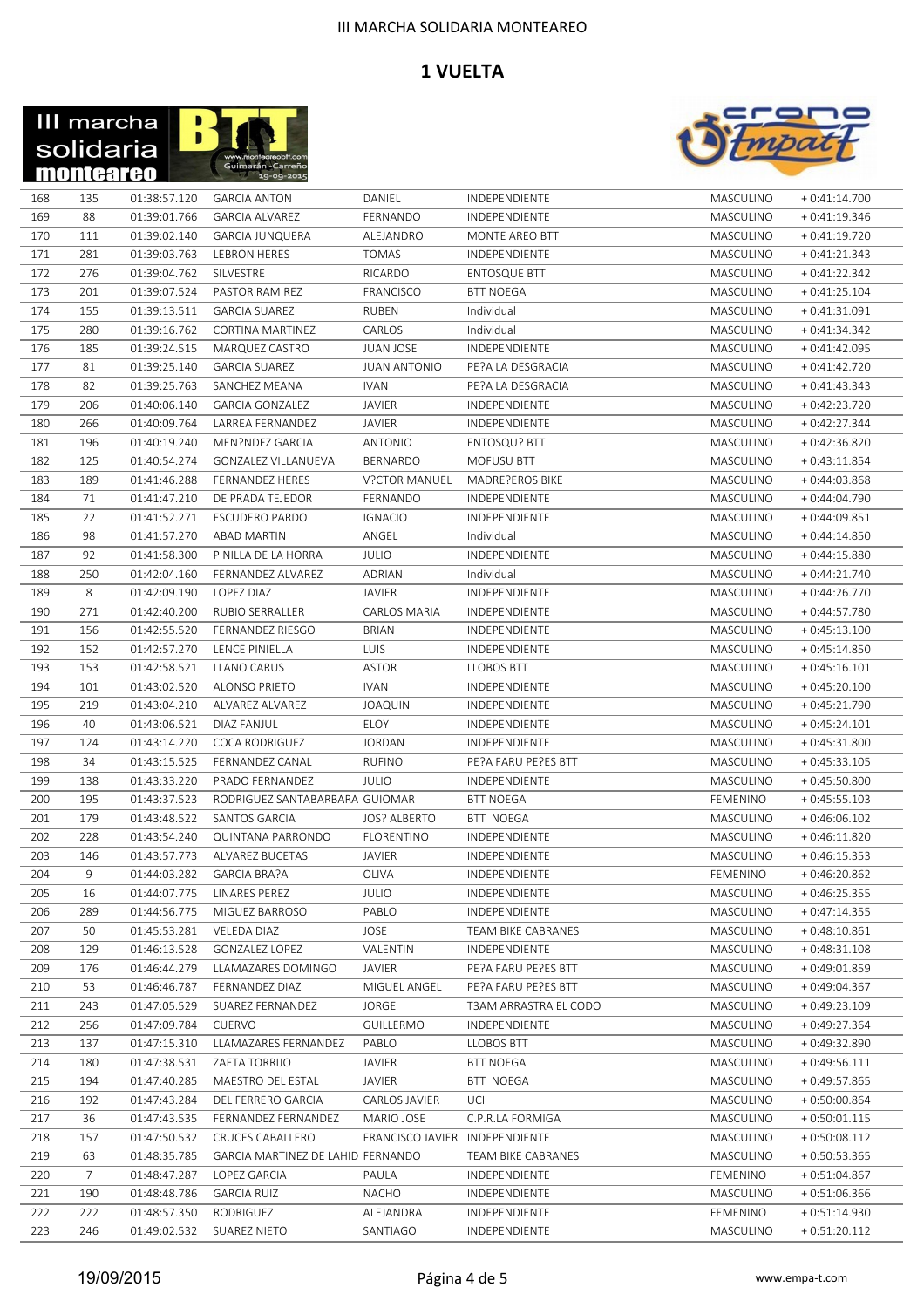# III MARCHA SOLIDARIA MONTEAREO

## 1 VUELTA

| | | | | | | | |
|---|---|---|---|---|---|---|---|
| 168 | 135 | 01:38:57.120 | GARCIA ANTON | DANIEL | INDEPENDIENTE | MASCULINO | + 0:41:14.700 |
| 169 | 88 | 01:39:01.766 | GARCIA ALVAREZ | FERNANDO | INDEPENDIENTE | MASCULINO | + 0:41:19.346 |
| 170 | 111 | 01:39:02.140 | GARCIA JUNQUERA | ALEJANDRO | MONTE AREO BTT | MASCULINO | + 0:41:19.720 |
| 171 | 281 | 01:39:03.763 | LEBRON HERES | TOMAS | INDEPENDIENTE | MASCULINO | + 0:41:21.343 |
| 172 | 276 | 01:39:04.762 | SILVESTRE | RICARDO | ENTOSQUE BTT | MASCULINO | + 0:41:22.342 |
| 173 | 201 | 01:39:07.524 | PASTOR RAMIREZ | FRANCISCO | BTT NOEGA | MASCULINO | + 0:41:25.104 |
| 174 | 155 | 01:39:13.511 | GARCIA SUAREZ | RUBEN | Individual | MASCULINO | + 0:41:31.091 |
| 175 | 280 | 01:39:16.762 | CORTINA MARTINEZ | CARLOS | Individual | MASCULINO | + 0:41:34.342 |
| 176 | 185 | 01:39:24.515 | MARQUEZ CASTRO | JUAN JOSE | INDEPENDIENTE | MASCULINO | + 0:41:42.095 |
| 177 | 81 | 01:39:25.140 | GARCIA SUAREZ | JUAN ANTONIO | PE?A LA DESGRACIA | MASCULINO | + 0:41:42.720 |
| 178 | 82 | 01:39:25.763 | SANCHEZ MEANA | IVAN | PE?A LA DESGRACIA | MASCULINO | + 0:41:43.343 |
| 179 | 206 | 01:40:06.140 | GARCIA GONZALEZ | JAVIER | INDEPENDIENTE | MASCULINO | + 0:42:23.720 |
| 180 | 266 | 01:40:09.764 | LARREA FERNANDEZ | JAVIER | INDEPENDIENTE | MASCULINO | + 0:42:27.344 |
| 181 | 196 | 01:40:19.240 | MEN?NDEZ GARCIA | ANTONIO | ENTOSQU? BTT | MASCULINO | + 0:42:36.820 |
| 182 | 125 | 01:40:54.274 | GONZALEZ VILLANUEVA | BERNARDO | MOFUSU BTT | MASCULINO | + 0:43:11.854 |
| 183 | 189 | 01:41:46.288 | FERNANDEZ HERES | V?CTOR MANUEL | MADRE?EROS BIKE | MASCULINO | + 0:44:03.868 |
| 184 | 71 | 01:41:47.210 | DE PRADA TEJEDOR | FERNANDO | INDEPENDIENTE | MASCULINO | + 0:44:04.790 |
| 185 | 22 | 01:41:52.271 | ESCUDERO PARDO | IGNACIO | INDEPENDIENTE | MASCULINO | + 0:44:09.851 |
| 186 | 98 | 01:41:57.270 | ABAD MARTIN | ANGEL | Individual | MASCULINO | + 0:44:14.850 |
| 187 | 92 | 01:41:58.300 | PINILLA DE LA HORRA | JULIO | INDEPENDIENTE | MASCULINO | + 0:44:15.880 |
| 188 | 250 | 01:42:04.160 | FERNANDEZ ALVAREZ | ADRIAN | Individual | MASCULINO | + 0:44:21.740 |
| 189 | 8 | 01:42:09.190 | LOPEZ DIAZ | JAVIER | INDEPENDIENTE | MASCULINO | + 0:44:26.770 |
| 190 | 271 | 01:42:40.200 | RUBIO SERRALLER | CARLOS MARIA | INDEPENDIENTE | MASCULINO | + 0:44:57.780 |
| 191 | 156 | 01:42:55.520 | FERNANDEZ RIESGO | BRIAN | INDEPENDIENTE | MASCULINO | + 0:45:13.100 |
| 192 | 152 | 01:42:57.270 | LENCE PINIELLA | LUIS | INDEPENDIENTE | MASCULINO | + 0:45:14.850 |
| 193 | 153 | 01:42:58.521 | LLANO CARUS | ASTOR | LLOBOS BTT | MASCULINO | + 0:45:16.101 |
| 194 | 101 | 01:43:02.520 | ALONSO PRIETO | IVAN | INDEPENDIENTE | MASCULINO | + 0:45:20.100 |
| 195 | 219 | 01:43:04.210 | ALVAREZ ALVAREZ | JOAQUIN | INDEPENDIENTE | MASCULINO | + 0:45:21.790 |
| 196 | 40 | 01:43:06.521 | DIAZ FANJUL | ELOY | INDEPENDIENTE | MASCULINO | + 0:45:24.101 |
| 197 | 124 | 01:43:14.220 | COCA RODRIGUEZ | JORDAN | INDEPENDIENTE | MASCULINO | + 0:45:31.800 |
| 198 | 34 | 01:43:15.525 | FERNANDEZ CANAL | RUFINO | PE?A FARU PE?ES BTT | MASCULINO | + 0:45:33.105 |
| 199 | 138 | 01:43:33.220 | PRADO FERNANDEZ | JULIO | INDEPENDIENTE | MASCULINO | + 0:45:50.800 |
| 200 | 195 | 01:43:37.523 | RODRIGUEZ SANTABARBARA | GUIOMAR | BTT NOEGA | FEMENINO | + 0:45:55.103 |
| 201 | 179 | 01:43:48.522 | SANTOS GARCIA | JOS? ALBERTO | BTT NOEGA | MASCULINO | + 0:46:06.102 |
| 202 | 228 | 01:43:54.240 | QUINTANA PARRONDO | FLORENTINO | INDEPENDIENTE | MASCULINO | + 0:46:11.820 |
| 203 | 146 | 01:43:57.773 | ALVAREZ BUCETAS | JAVIER | INDEPENDIENTE | MASCULINO | + 0:46:15.353 |
| 204 | 9 | 01:44:03.282 | GARCIA BRA?A | OLIVA | INDEPENDIENTE | FEMENINO | + 0:46:20.862 |
| 205 | 16 | 01:44:07.775 | LINARES PEREZ | JULIO | INDEPENDIENTE | MASCULINO | + 0:46:25.355 |
| 206 | 289 | 01:44:56.775 | MIGUEZ BARROSO | PABLO | INDEPENDIENTE | MASCULINO | + 0:47:14.355 |
| 207 | 50 | 01:45:53.281 | VELEDA DIAZ | JOSE | TEAM BIKE CABRANES | MASCULINO | + 0:48:10.861 |
| 208 | 129 | 01:46:13.528 | GONZALEZ LOPEZ | VALENTIN | INDEPENDIENTE | MASCULINO | + 0:48:31.108 |
| 209 | 176 | 01:46:44.279 | LLAMAZARES DOMINGO | JAVIER | PE?A FARU PE?ES BTT | MASCULINO | + 0:49:01.859 |
| 210 | 53 | 01:46:46.787 | FERNANDEZ DIAZ | MIGUEL ANGEL | PE?A FARU PE?ES BTT | MASCULINO | + 0:49:04.367 |
| 211 | 243 | 01:47:05.529 | SUAREZ FERNANDEZ | JORGE | T3AM ARRASTRA EL CODO | MASCULINO | + 0:49:23.109 |
| 212 | 256 | 01:47:09.784 | CUERVO | GUILLERMO | INDEPENDIENTE | MASCULINO | + 0:49:27.364 |
| 213 | 137 | 01:47:15.310 | LLAMAZARES FERNANDEZ | PABLO | LLOBOS BTT | MASCULINO | + 0:49:32.890 |
| 214 | 180 | 01:47:38.531 | ZAETA TORRIJO | JAVIER | BTT NOEGA | MASCULINO | + 0:49:56.111 |
| 215 | 194 | 01:47:40.285 | MAESTRO DEL ESTAL | JAVIER | BTT NOEGA | MASCULINO | + 0:49:57.865 |
| 216 | 192 | 01:47:43.284 | DEL FERRERO GARCIA | CARLOS JAVIER | UCI | MASCULINO | + 0:50:00.864 |
| 217 | 36 | 01:47:43.535 | FERNANDEZ FERNANDEZ | MARIO JOSE | C.P.R.LA FORMIGA | MASCULINO | + 0:50:01.115 |
| 218 | 157 | 01:47:50.532 | CRUCES CABALLERO | FRANCISCO JAVIER | INDEPENDIENTE | MASCULINO | + 0:50:08.112 |
| 219 | 63 | 01:48:35.785 | GARCIA MARTINEZ DE LAHID | FERNANDO | TEAM BIKE CABRANES | MASCULINO | + 0:50:53.365 |
| 220 | 7 | 01:48:47.287 | LOPEZ GARCIA | PAULA | INDEPENDIENTE | FEMENINO | + 0:51:04.867 |
| 221 | 190 | 01:48:48.786 | GARCIA RUIZ | NACHO | INDEPENDIENTE | MASCULINO | + 0:51:06.366 |
| 222 | 222 | 01:48:57.350 | RODRIGUEZ | ALEJANDRA | INDEPENDIENTE | FEMENINO | + 0:51:14.930 |
| 223 | 246 | 01:49:02.532 | SUAREZ NIETO | SANTIAGO | INDEPENDIENTE | MASCULINO | + 0:51:20.112 |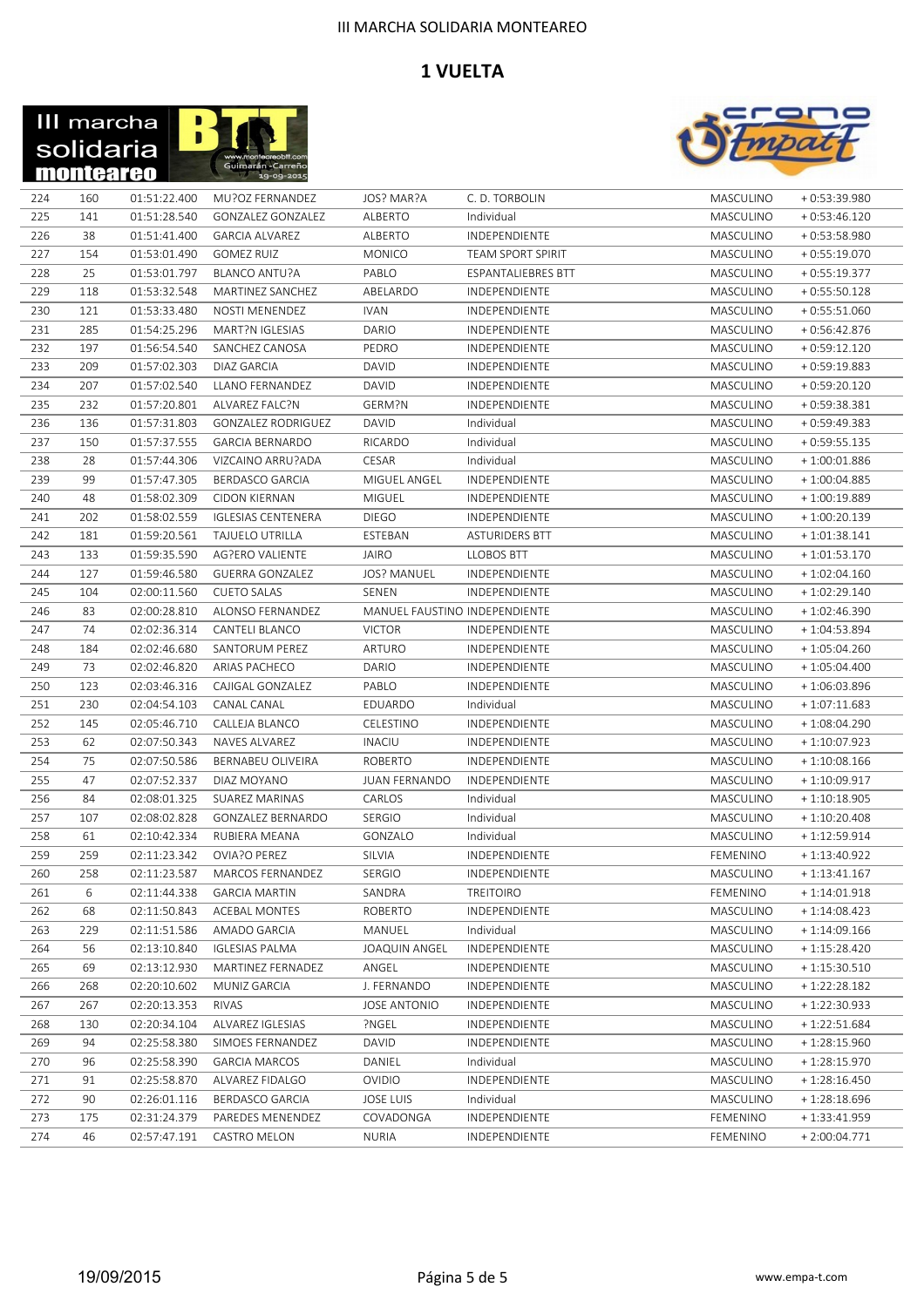III MARCHA SOLIDARIA MONTEAREO

## 1 VUELTA

| | | | | | | | |
|---|---|---|---|---|---|---|---|
| 224 | 160 | 01:51:22.400 | MU?OZ FERNANDEZ | JOS? MAR?A | C. D. TORBOLIN | MASCULINO | + 0:53:39.980 |
| 225 | 141 | 01:51:28.540 | GONZALEZ GONZALEZ | ALBERTO | Individual | MASCULINO | + 0:53:46.120 |
| 226 | 38 | 01:51:41.400 | GARCIA ALVAREZ | ALBERTO | INDEPENDIENTE | MASCULINO | + 0:53:58.980 |
| 227 | 154 | 01:53:01.490 | GOMEZ RUIZ | MONICO | TEAM SPORT SPIRIT | MASCULINO | + 0:55:19.070 |
| 228 | 25 | 01:53:01.797 | BLANCO ANTU?A | PABLO | ESPANTALIEBRES BTT | MASCULINO | + 0:55:19.377 |
| 229 | 118 | 01:53:32.548 | MARTINEZ SANCHEZ | ABELARDO | INDEPENDIENTE | MASCULINO | + 0:55:50.128 |
| 230 | 121 | 01:53:33.480 | NOSTI MENENDEZ | IVAN | INDEPENDIENTE | MASCULINO | + 0:55:51.060 |
| 231 | 285 | 01:54:25.296 | MART?N IGLESIAS | DARIO | INDEPENDIENTE | MASCULINO | + 0:56:42.876 |
| 232 | 197 | 01:56:54.540 | SANCHEZ CANOSA | PEDRO | INDEPENDIENTE | MASCULINO | + 0:59:12.120 |
| 233 | 209 | 01:57:02.303 | DIAZ GARCIA | DAVID | INDEPENDIENTE | MASCULINO | + 0:59:19.883 |
| 234 | 207 | 01:57:02.540 | LLANO FERNANDEZ | DAVID | INDEPENDIENTE | MASCULINO | + 0:59:20.120 |
| 235 | 232 | 01:57:20.801 | ALVAREZ FALC?N | GERM?N | INDEPENDIENTE | MASCULINO | + 0:59:38.381 |
| 236 | 136 | 01:57:31.803 | GONZALEZ RODRIGUEZ | DAVID | Individual | MASCULINO | + 0:59:49.383 |
| 237 | 150 | 01:57:37.555 | GARCIA BERNARDO | RICARDO | Individual | MASCULINO | + 0:59:55.135 |
| 238 | 28 | 01:57:44.306 | VIZCAINO ARRU?ADA | CESAR | Individual | MASCULINO | + 1:00:01.886 |
| 239 | 99 | 01:57:47.305 | BERDASCO GARCIA | MIGUEL ANGEL | INDEPENDIENTE | MASCULINO | + 1:00:04.885 |
| 240 | 48 | 01:58:02.309 | CIDON KIERNAN | MIGUEL | INDEPENDIENTE | MASCULINO | + 1:00:19.889 |
| 241 | 202 | 01:58:02.559 | IGLESIAS CENTENERA | DIEGO | INDEPENDIENTE | MASCULINO | + 1:00:20.139 |
| 242 | 181 | 01:59:20.561 | TAJUELO UTRILLA | ESTEBAN | ASTURIDERS BTT | MASCULINO | + 1:01:38.141 |
| 243 | 133 | 01:59:35.590 | AG?ERO VALIENTE | JAIRO | LLOBOS BTT | MASCULINO | + 1:01:53.170 |
| 244 | 127 | 01:59:46.580 | GUERRA GONZALEZ | JOS? MANUEL | INDEPENDIENTE | MASCULINO | + 1:02:04.160 |
| 245 | 104 | 02:00:11.560 | CUETO SALAS | SENEN | INDEPENDIENTE | MASCULINO | + 1:02:29.140 |
| 246 | 83 | 02:00:28.810 | ALONSO FERNANDEZ | MANUEL FAUSTINO | INDEPENDIENTE | MASCULINO | + 1:02:46.390 |
| 247 | 74 | 02:02:36.314 | CANTELI BLANCO | VICTOR | INDEPENDIENTE | MASCULINO | + 1:04:53.894 |
| 248 | 184 | 02:02:46.680 | SANTORUM PEREZ | ARTURO | INDEPENDIENTE | MASCULINO | + 1:05:04.260 |
| 249 | 73 | 02:02:46.820 | ARIAS PACHECO | DARIO | INDEPENDIENTE | MASCULINO | + 1:05:04.400 |
| 250 | 123 | 02:03:46.316 | CAJIGAL GONZALEZ | PABLO | INDEPENDIENTE | MASCULINO | + 1:06:03.896 |
| 251 | 230 | 02:04:54.103 | CANAL CANAL | EDUARDO | Individual | MASCULINO | + 1:07:11.683 |
| 252 | 145 | 02:05:46.710 | CALLEJA BLANCO | CELESTINO | INDEPENDIENTE | MASCULINO | + 1:08:04.290 |
| 253 | 62 | 02:07:50.343 | NAVES ALVAREZ | INACIU | INDEPENDIENTE | MASCULINO | + 1:10:07.923 |
| 254 | 75 | 02:07:50.586 | BERNABEU OLIVEIRA | ROBERTO | INDEPENDIENTE | MASCULINO | + 1:10:08.166 |
| 255 | 47 | 02:07:52.337 | DIAZ MOYANO | JUAN FERNANDO | INDEPENDIENTE | MASCULINO | + 1:10:09.917 |
| 256 | 84 | 02:08:01.325 | SUAREZ MARINAS | CARLOS | Individual | MASCULINO | + 1:10:18.905 |
| 257 | 107 | 02:08:02.828 | GONZALEZ BERNARDO | SERGIO | Individual | MASCULINO | + 1:10:20.408 |
| 258 | 61 | 02:10:42.334 | RUBIERA MEANA | GONZALO | Individual | MASCULINO | + 1:12:59.914 |
| 259 | 259 | 02:11:23.342 | OVIA?O PEREZ | SILVIA | INDEPENDIENTE | FEMENINO | + 1:13:40.922 |
| 260 | 258 | 02:11:23.587 | MARCOS FERNANDEZ | SERGIO | INDEPENDIENTE | MASCULINO | + 1:13:41.167 |
| 261 | 6 | 02:11:44.338 | GARCIA MARTIN | SANDRA | TREITOIRO | FEMENINO | + 1:14:01.918 |
| 262 | 68 | 02:11:50.843 | ACEBAL MONTES | ROBERTO | INDEPENDIENTE | MASCULINO | + 1:14:08.423 |
| 263 | 229 | 02:11:51.586 | AMADO GARCIA | MANUEL | Individual | MASCULINO | + 1:14:09.166 |
| 264 | 56 | 02:13:10.840 | IGLESIAS PALMA | JOAQUIN ANGEL | INDEPENDIENTE | MASCULINO | + 1:15:28.420 |
| 265 | 69 | 02:13:12.930 | MARTINEZ FERNADEZ | ANGEL | INDEPENDIENTE | MASCULINO | + 1:15:30.510 |
| 266 | 268 | 02:20:10.602 | MUNIZ GARCIA | J. FERNANDO | INDEPENDIENTE | MASCULINO | + 1:22:28.182 |
| 267 | 267 | 02:20:13.353 | RIVAS | JOSE ANTONIO | INDEPENDIENTE | MASCULINO | + 1:22:30.933 |
| 268 | 130 | 02:20:34.104 | ALVAREZ IGLESIAS | ?NGEL | INDEPENDIENTE | MASCULINO | + 1:22:51.684 |
| 269 | 94 | 02:25:58.380 | SIMOES FERNANDEZ | DAVID | INDEPENDIENTE | MASCULINO | + 1:28:15.960 |
| 270 | 96 | 02:25:58.390 | GARCIA MARCOS | DANIEL | Individual | MASCULINO | + 1:28:15.970 |
| 271 | 91 | 02:25:58.870 | ALVAREZ FIDALGO | OVIDIO | INDEPENDIENTE | MASCULINO | + 1:28:16.450 |
| 272 | 90 | 02:26:01.116 | BERDASCO GARCIA | JOSE LUIS | Individual | MASCULINO | + 1:28:18.696 |
| 273 | 175 | 02:31:24.379 | PAREDES MENENDEZ | COVADONGA | INDEPENDIENTE | FEMENINO | + 1:33:41.959 |
| 274 | 46 | 02:57:47.191 | CASTRO MELON | NURIA | INDEPENDIENTE | FEMENINO | + 2:00:04.771 |

19/09/2015

www.empa-t.com